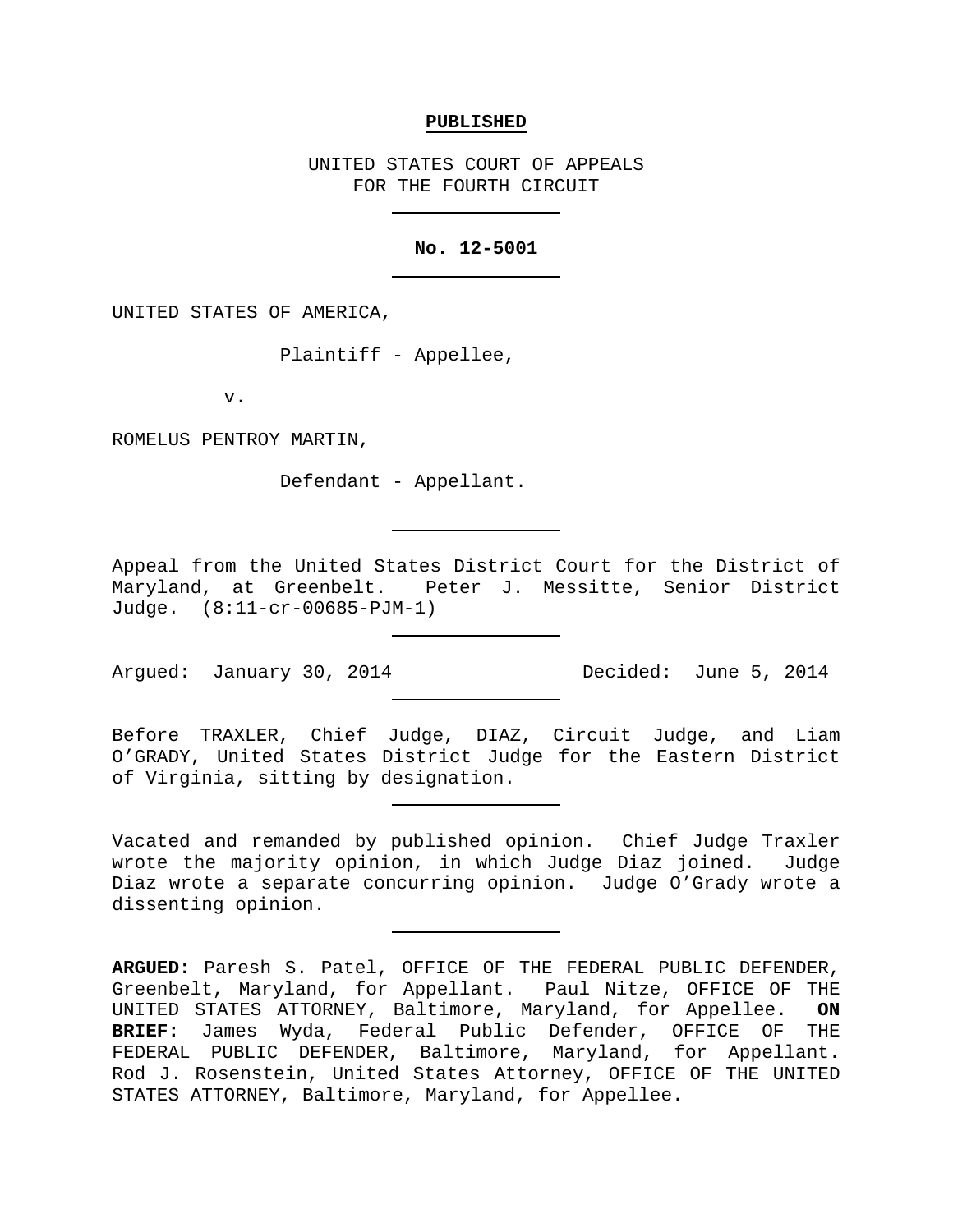**PUBLISHED**

UNITED STATES COURT OF APPEALS
FOR THE FOURTH CIRCUIT

---

**No. 12-5001**

---

UNITED STATES OF AMERICA,

Plaintiff - Appellee,

v.

ROMELUS PENTROY MARTIN,

Defendant - Appellant.

---

Appeal from the United States District Court for the District of Maryland, at Greenbelt. Peter J. Messitte, Senior District Judge. (8:11-cr-00685-PJM-1)

---

Argued: January 30, 2014 Decided: June 5, 2014

---

Before TRAXLER, Chief Judge, DIAZ, Circuit Judge, and Liam O'GRADY, United States District Judge for the Eastern District of Virginia, sitting by designation.

---

Vacated and remanded by published opinion. Chief Judge Traxler wrote the majority opinion, in which Judge Diaz joined. Judge Diaz wrote a separate concurring opinion. Judge O'Grady wrote a dissenting opinion.

---

**ARGUED:** Paresh S. Patel, OFFICE OF THE FEDERAL PUBLIC DEFENDER, Greenbelt, Maryland, for Appellant. Paul Nitze, OFFICE OF THE UNITED STATES ATTORNEY, Baltimore, Maryland, for Appellee. **ON BRIEF:** James Wyda, Federal Public Defender, OFFICE OF THE FEDERAL PUBLIC DEFENDER, Baltimore, Maryland, for Appellant. Rod J. Rosenstein, United States Attorney, OFFICE OF THE UNITED STATES ATTORNEY, Baltimore, Maryland, for Appellee.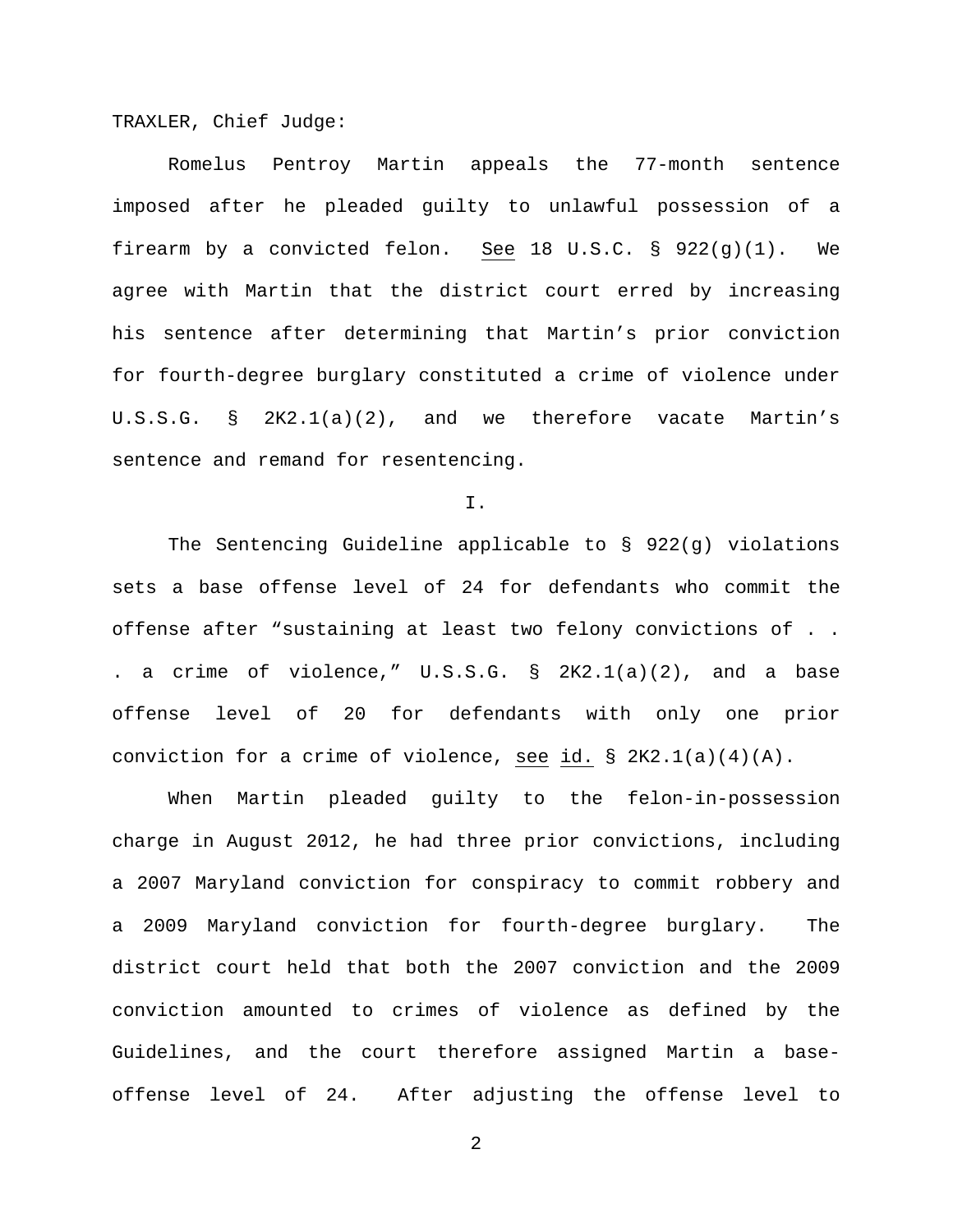TRAXLER, Chief Judge:

Romelus Pentroy Martin appeals the 77-month sentence imposed after he pleaded guilty to unlawful possession of a firearm by a convicted felon. See 18 U.S.C. § 922(g)(1). We agree with Martin that the district court erred by increasing his sentence after determining that Martin's prior conviction for fourth-degree burglary constituted a crime of violence under U.S.S.G. § 2K2.1(a)(2), and we therefore vacate Martin's sentence and remand for resentencing.

I.

The Sentencing Guideline applicable to § 922(g) violations sets a base offense level of 24 for defendants who commit the offense after "sustaining at least two felony convictions of . . . a crime of violence," U.S.S.G. § 2K2.1(a)(2), and a base offense level of 20 for defendants with only one prior conviction for a crime of violence, see id. § 2K2.1(a)(4)(A).

When Martin pleaded guilty to the felon-in-possession charge in August 2012, he had three prior convictions, including a 2007 Maryland conviction for conspiracy to commit robbery and a 2009 Maryland conviction for fourth-degree burglary. The district court held that both the 2007 conviction and the 2009 conviction amounted to crimes of violence as defined by the Guidelines, and the court therefore assigned Martin a base-offense level of 24. After adjusting the offense level to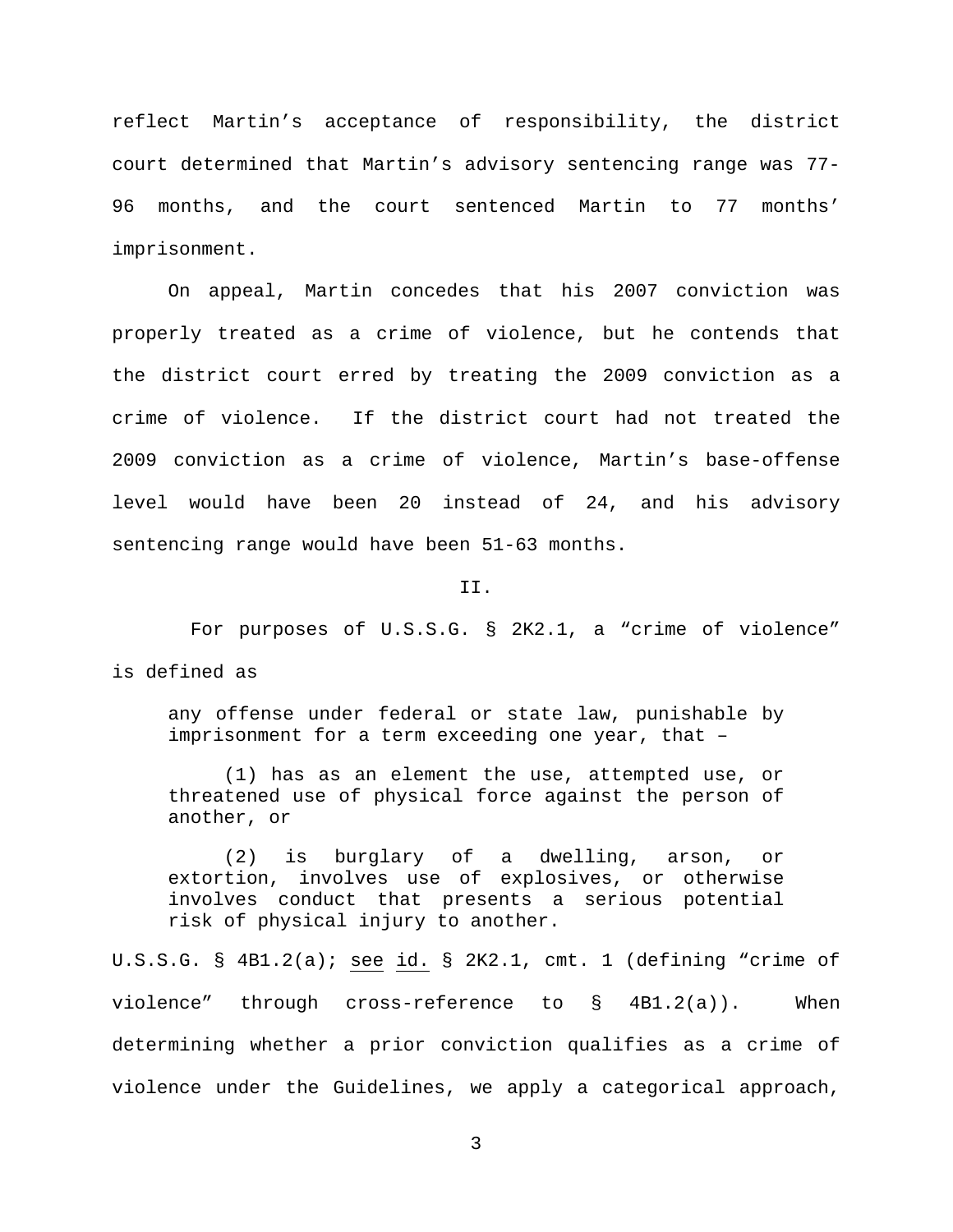reflect Martin's acceptance of responsibility, the district court determined that Martin's advisory sentencing range was 77-96 months, and the court sentenced Martin to 77 months' imprisonment.

On appeal, Martin concedes that his 2007 conviction was properly treated as a crime of violence, but he contends that the district court erred by treating the 2009 conviction as a crime of violence. If the district court had not treated the 2009 conviction as a crime of violence, Martin's base-offense level would have been 20 instead of 24, and his advisory sentencing range would have been 51-63 months.

## II.

For purposes of U.S.S.G. § 2K2.1, a "crime of violence" is defined as

> any offense under federal or state law, punishable by imprisonment for a term exceeding one year, that –
>
> (1) has as an element the use, attempted use, or threatened use of physical force against the person of another, or
>
> (2) is burglary of a dwelling, arson, or extortion, involves use of explosives, or otherwise involves conduct that presents a serious potential risk of physical injury to another.

U.S.S.G. § 4B1.2(a); see id. § 2K2.1, cmt. 1 (defining "crime of violence" through cross-reference to § 4B1.2(a)). When determining whether a prior conviction qualifies as a crime of violence under the Guidelines, we apply a categorical approach,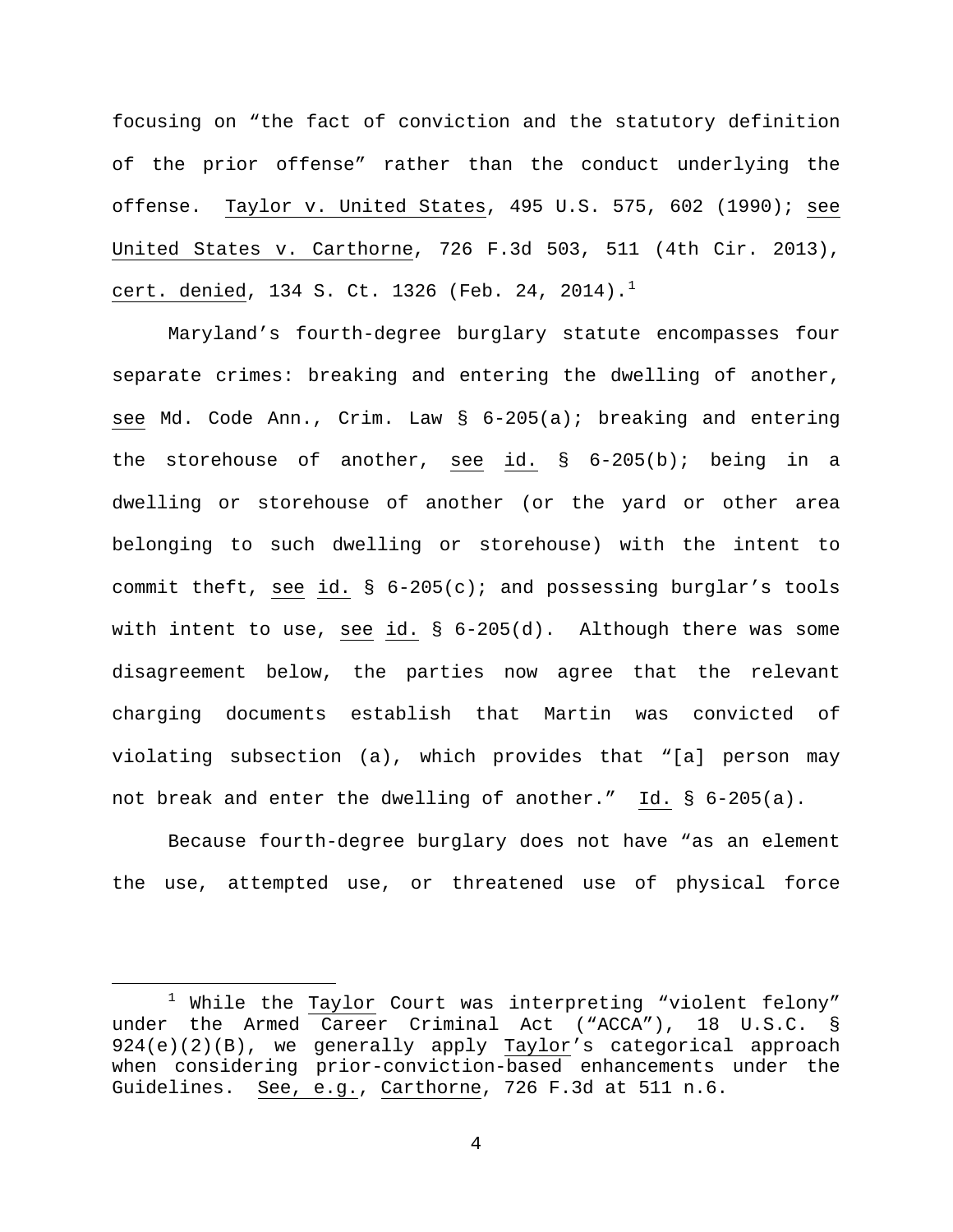focusing on "the fact of conviction and the statutory definition of the prior offense" rather than the conduct underlying the offense. Taylor v. United States, 495 U.S. 575, 602 (1990); see United States v. Carthorne, 726 F.3d 503, 511 (4th Cir. 2013), cert. denied, 134 S. Ct. 1326 (Feb. 24, 2014).[1]

Maryland's fourth-degree burglary statute encompasses four separate crimes: breaking and entering the dwelling of another, see Md. Code Ann., Crim. Law § 6-205(a); breaking and entering the storehouse of another, see id. § 6-205(b); being in a dwelling or storehouse of another (or the yard or other area belonging to such dwelling or storehouse) with the intent to commit theft, see id. § 6-205(c); and possessing burglar's tools with intent to use, see id. § 6-205(d). Although there was some disagreement below, the parties now agree that the relevant charging documents establish that Martin was convicted of violating subsection (a), which provides that "[a] person may not break and enter the dwelling of another." Id. § 6-205(a).

Because fourth-degree burglary does not have "as an element the use, attempted use, or threatened use of physical force

[1] While the Taylor Court was interpreting "violent felony" under the Armed Career Criminal Act ("ACCA"), 18 U.S.C. § 924(e)(2)(B), we generally apply Taylor's categorical approach when considering prior-conviction-based enhancements under the Guidelines. See, e.g., Carthorne, 726 F.3d at 511 n.6.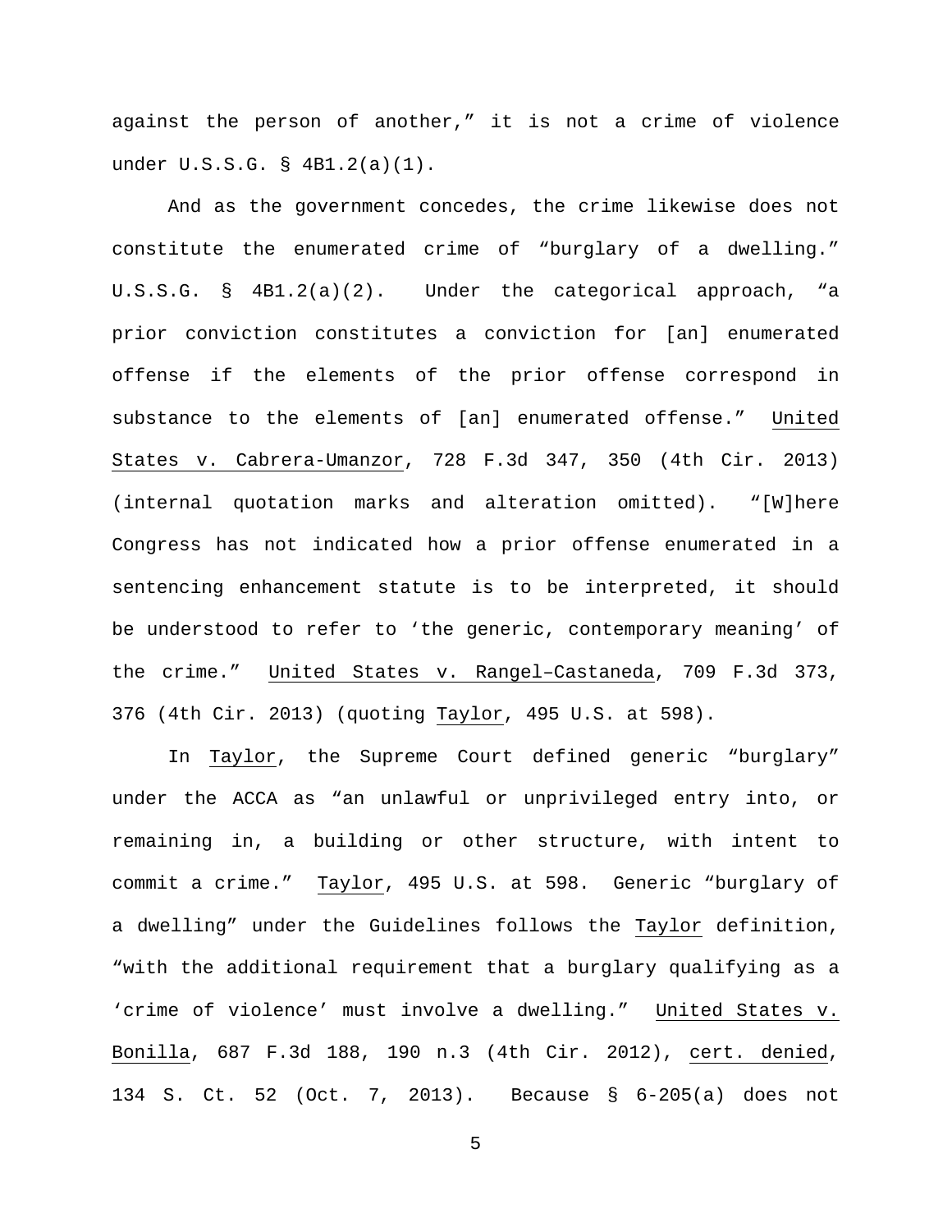against the person of another," it is not a crime of violence under U.S.S.G. § 4B1.2(a)(1).

And as the government concedes, the crime likewise does not constitute the enumerated crime of "burglary of a dwelling." U.S.S.G. § 4B1.2(a)(2). Under the categorical approach, "a prior conviction constitutes a conviction for [an] enumerated offense if the elements of the prior offense correspond in substance to the elements of [an] enumerated offense." United States v. Cabrera-Umanzor, 728 F.3d 347, 350 (4th Cir. 2013) (internal quotation marks and alteration omitted). "[W]here Congress has not indicated how a prior offense enumerated in a sentencing enhancement statute is to be interpreted, it should be understood to refer to 'the generic, contemporary meaning' of the crime." United States v. Rangel–Castaneda, 709 F.3d 373, 376 (4th Cir. 2013) (quoting Taylor, 495 U.S. at 598).

In Taylor, the Supreme Court defined generic "burglary" under the ACCA as "an unlawful or unprivileged entry into, or remaining in, a building or other structure, with intent to commit a crime." Taylor, 495 U.S. at 598. Generic "burglary of a dwelling" under the Guidelines follows the Taylor definition, "with the additional requirement that a burglary qualifying as a 'crime of violence' must involve a dwelling." United States v. Bonilla, 687 F.3d 188, 190 n.3 (4th Cir. 2012), cert. denied, 134 S. Ct. 52 (Oct. 7, 2013). Because § 6-205(a) does not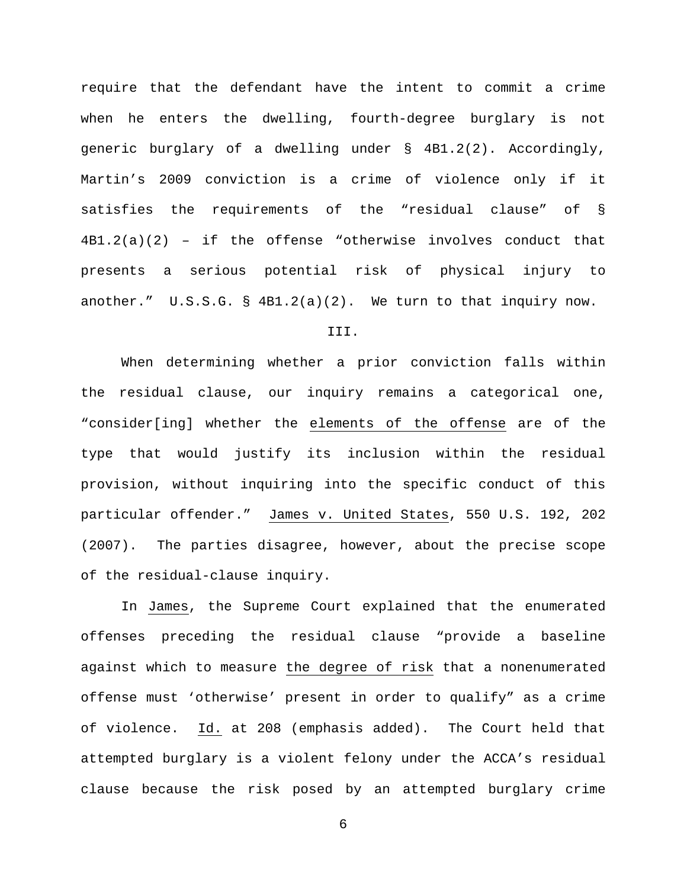require that the defendant have the intent to commit a crime when he enters the dwelling, fourth-degree burglary is not generic burglary of a dwelling under § 4B1.2(2). Accordingly, Martin's 2009 conviction is a crime of violence only if it satisfies the requirements of the "residual clause" of § 4B1.2(a)(2) – if the offense "otherwise involves conduct that presents a serious potential risk of physical injury to another." U.S.S.G. § 4B1.2(a)(2). We turn to that inquiry now.

III.

When determining whether a prior conviction falls within the residual clause, our inquiry remains a categorical one, "consider[ing] whether the <u>elements of the offense</u> are of the type that would justify its inclusion within the residual provision, without inquiring into the specific conduct of this particular offender." <u>James v. United States</u>, 550 U.S. 192, 202 (2007). The parties disagree, however, about the precise scope of the residual-clause inquiry.

In <u>James</u>, the Supreme Court explained that the enumerated offenses preceding the residual clause "provide a baseline against which to measure <u>the degree of risk</u> that a nonenumerated offense must 'otherwise' present in order to qualify" as a crime of violence. <u>Id.</u> at 208 (emphasis added). The Court held that attempted burglary is a violent felony under the ACCA's residual clause because the risk posed by an attempted burglary crime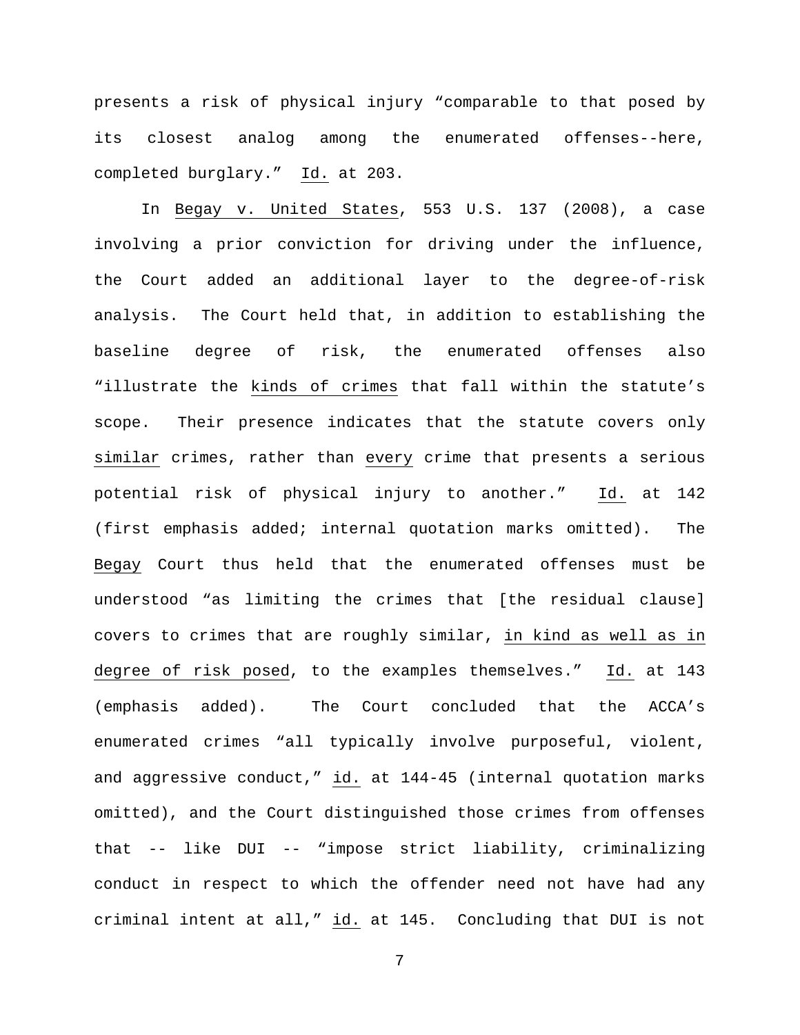presents a risk of physical injury "comparable to that posed by its closest analog among the enumerated offenses--here, completed burglary." Id. at 203.

In Begay v. United States, 553 U.S. 137 (2008), a case involving a prior conviction for driving under the influence, the Court added an additional layer to the degree-of-risk analysis. The Court held that, in addition to establishing the baseline degree of risk, the enumerated offenses also "illustrate the kinds of crimes that fall within the statute's scope. Their presence indicates that the statute covers only similar crimes, rather than every crime that presents a serious potential risk of physical injury to another." Id. at 142 (first emphasis added; internal quotation marks omitted). The Begay Court thus held that the enumerated offenses must be understood "as limiting the crimes that [the residual clause] covers to crimes that are roughly similar, in kind as well as in degree of risk posed, to the examples themselves." Id. at 143 (emphasis added). The Court concluded that the ACCA's enumerated crimes "all typically involve purposeful, violent, and aggressive conduct," id. at 144-45 (internal quotation marks omitted), and the Court distinguished those crimes from offenses that -- like DUI -- "impose strict liability, criminalizing conduct in respect to which the offender need not have had any criminal intent at all," id. at 145. Concluding that DUI is not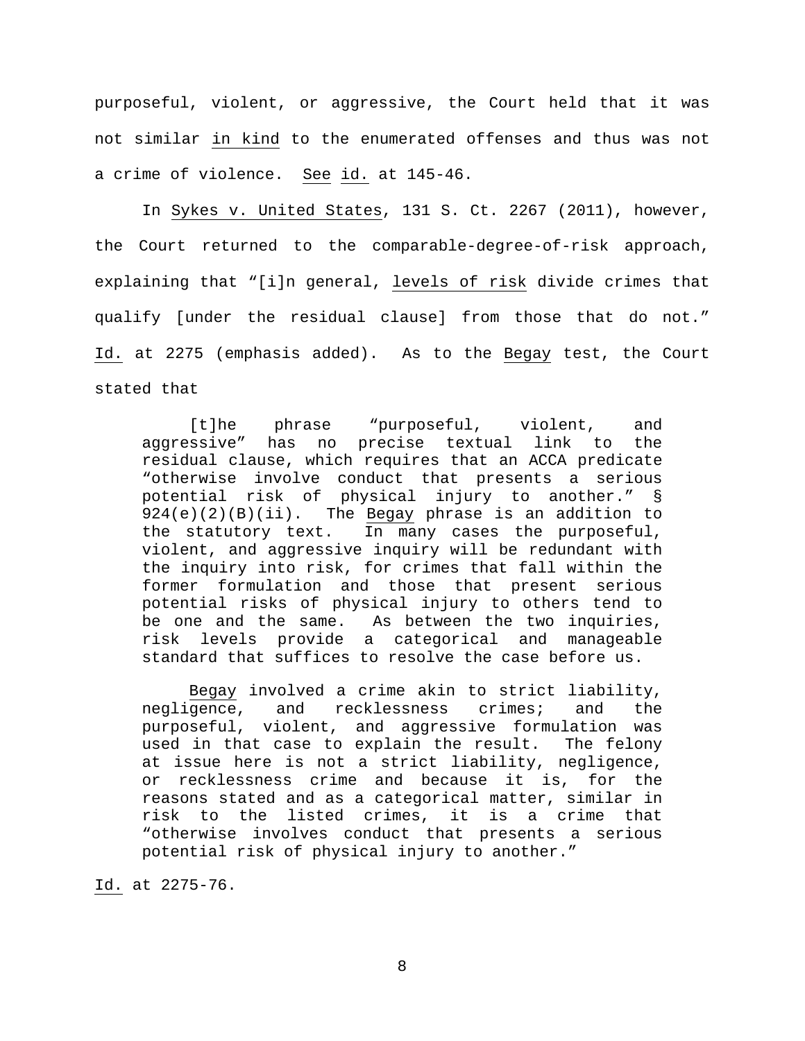purposeful, violent, or aggressive, the Court held that it was not similar <u>in kind</u> to the enumerated offenses and thus was not a crime of violence. <u>See</u> <u>id.</u> at 145-46.

In <u>Sykes v. United States</u>, 131 S. Ct. 2267 (2011), however, the Court returned to the comparable-degree-of-risk approach, explaining that "[i]n general, <u>levels of risk</u> divide crimes that qualify [under the residual clause] from those that do not." <u>Id.</u> at 2275 (emphasis added). As to the <u>Begay</u> test, the Court stated that

> [t]he phrase "purposeful, violent, and aggressive" has no precise textual link to the residual clause, which requires that an ACCA predicate "otherwise involve conduct that presents a serious potential risk of physical injury to another." § 924(e)(2)(B)(ii). The <u>Begay</u> phrase is an addition to the statutory text. In many cases the purposeful, violent, and aggressive inquiry will be redundant with the inquiry into risk, for crimes that fall within the former formulation and those that present serious potential risks of physical injury to others tend to be one and the same. As between the two inquiries, risk levels provide a categorical and manageable standard that suffices to resolve the case before us.
>
> <u>Begay</u> involved a crime akin to strict liability, negligence, and recklessness crimes; and the purposeful, violent, and aggressive formulation was used in that case to explain the result. The felony at issue here is not a strict liability, negligence, or recklessness crime and because it is, for the reasons stated and as a categorical matter, similar in risk to the listed crimes, it is a crime that "otherwise involves conduct that presents a serious potential risk of physical injury to another."

<u>Id.</u> at 2275-76.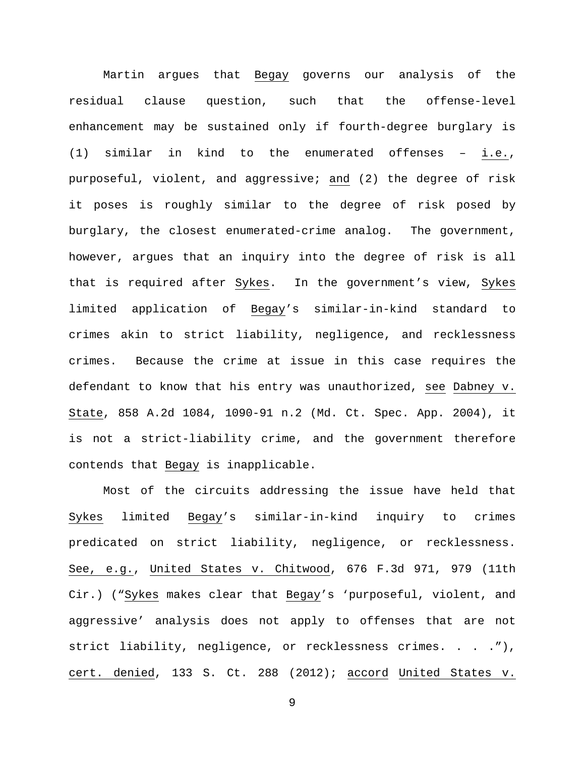Martin argues that *Begay* governs our analysis of the residual clause question, such that the offense-level enhancement may be sustained only if fourth-degree burglary is (1) similar in kind to the enumerated offenses – *i.e.*, purposeful, violent, and aggressive; *and* (2) the degree of risk it poses is roughly similar to the degree of risk posed by burglary, the closest enumerated-crime analog. The government, however, argues that an inquiry into the degree of risk is all that is required after *Sykes*. In the government's view, *Sykes* limited application of *Begay*'s similar-in-kind standard to crimes akin to strict liability, negligence, and recklessness crimes. Because the crime at issue in this case requires the defendant to know that his entry was unauthorized, *see* *Dabney v. State*, 858 A.2d 1084, 1090-91 n.2 (Md. Ct. Spec. App. 2004), it is not a strict-liability crime, and the government therefore contends that *Begay* is inapplicable.

Most of the circuits addressing the issue have held that *Sykes* limited *Begay*'s similar-in-kind inquiry to crimes predicated on strict liability, negligence, or recklessness. *See, e.g.*, *United States v. Chitwood*, 676 F.3d 971, 979 (11th Cir.) ("*Sykes* makes clear that *Begay*'s 'purposeful, violent, and aggressive' analysis does not apply to offenses that are not strict liability, negligence, or recklessness crimes. . . ."), *cert. denied*, 133 S. Ct. 288 (2012); *accord* *United States v.*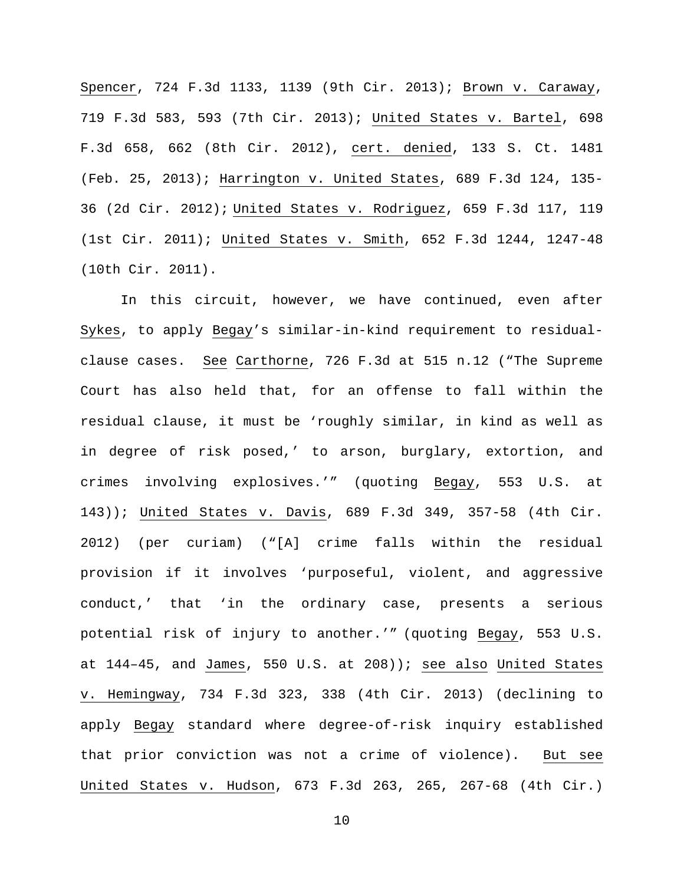Spencer, 724 F.3d 1133, 1139 (9th Cir. 2013); Brown v. Caraway, 719 F.3d 583, 593 (7th Cir. 2013); United States v. Bartel, 698 F.3d 658, 662 (8th Cir. 2012), cert. denied, 133 S. Ct. 1481 (Feb. 25, 2013); Harrington v. United States, 689 F.3d 124, 135-36 (2d Cir. 2012); United States v. Rodriguez, 659 F.3d 117, 119 (1st Cir. 2011); United States v. Smith, 652 F.3d 1244, 1247-48 (10th Cir. 2011).

In this circuit, however, we have continued, even after Sykes, to apply Begay's similar-in-kind requirement to residual-clause cases. See Carthorne, 726 F.3d at 515 n.12 ("The Supreme Court has also held that, for an offense to fall within the residual clause, it must be 'roughly similar, in kind as well as in degree of risk posed,' to arson, burglary, extortion, and crimes involving explosives.'" (quoting Begay, 553 U.S. at 143)); United States v. Davis, 689 F.3d 349, 357-58 (4th Cir. 2012) (per curiam) ("[A] crime falls within the residual provision if it involves 'purposeful, violent, and aggressive conduct,' that 'in the ordinary case, presents a serious potential risk of injury to another.'" (quoting Begay, 553 U.S. at 144–45, and James, 550 U.S. at 208)); see also United States v. Hemingway, 734 F.3d 323, 338 (4th Cir. 2013) (declining to apply Begay standard where degree-of-risk inquiry established that prior conviction was not a crime of violence). But see United States v. Hudson, 673 F.3d 263, 265, 267-68 (4th Cir.)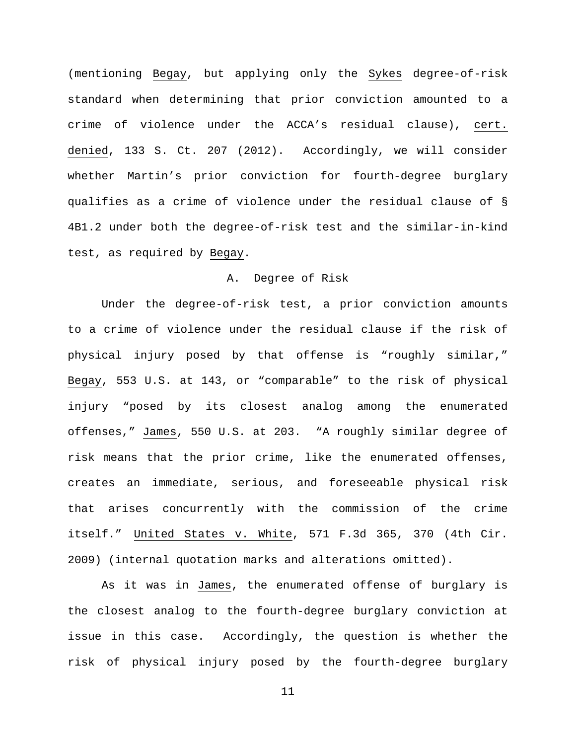(mentioning Begay, but applying only the Sykes degree-of-risk standard when determining that prior conviction amounted to a crime of violence under the ACCA's residual clause), cert. denied, 133 S. Ct. 207 (2012). Accordingly, we will consider whether Martin's prior conviction for fourth-degree burglary qualifies as a crime of violence under the residual clause of § 4B1.2 under both the degree-of-risk test and the similar-in-kind test, as required by Begay.

### A. Degree of Risk

Under the degree-of-risk test, a prior conviction amounts to a crime of violence under the residual clause if the risk of physical injury posed by that offense is "roughly similar," Begay, 553 U.S. at 143, or "comparable" to the risk of physical injury "posed by its closest analog among the enumerated offenses," James, 550 U.S. at 203. "A roughly similar degree of risk means that the prior crime, like the enumerated offenses, creates an immediate, serious, and foreseeable physical risk that arises concurrently with the commission of the crime itself." United States v. White, 571 F.3d 365, 370 (4th Cir. 2009) (internal quotation marks and alterations omitted).

As it was in James, the enumerated offense of burglary is the closest analog to the fourth-degree burglary conviction at issue in this case. Accordingly, the question is whether the risk of physical injury posed by the fourth-degree burglary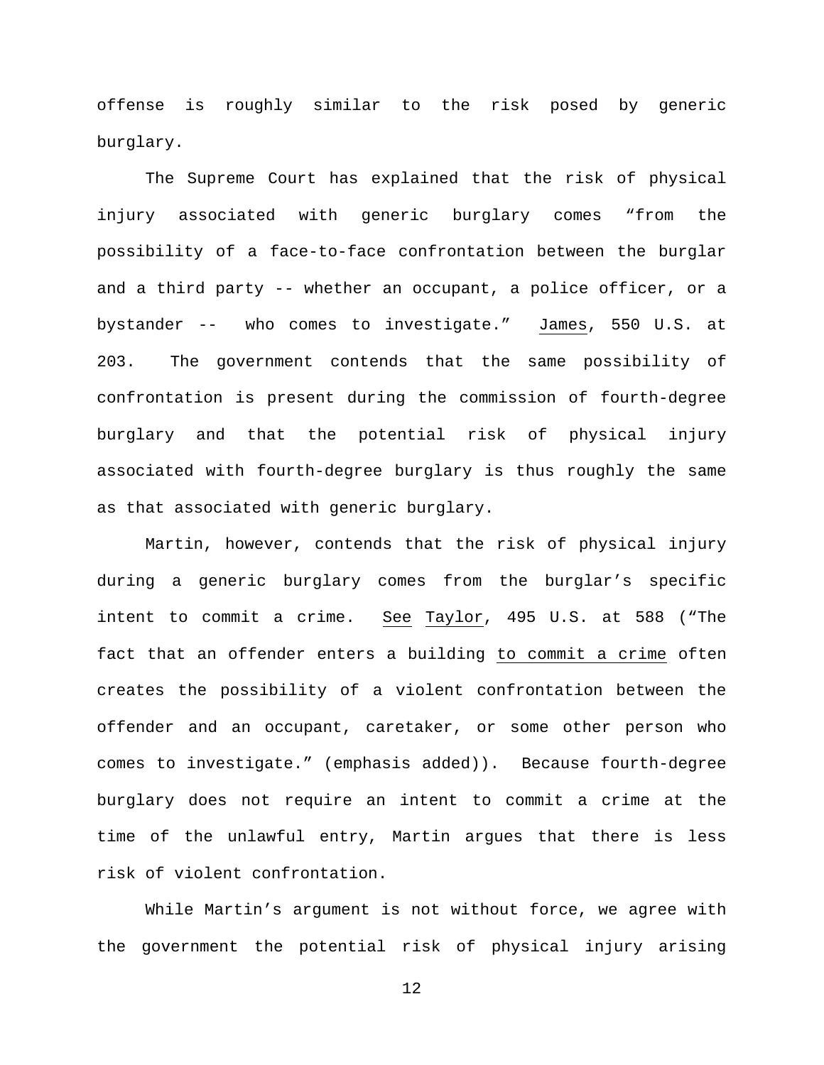offense is roughly similar to the risk posed by generic burglary.

The Supreme Court has explained that the risk of physical injury associated with generic burglary comes "from the possibility of a face-to-face confrontation between the burglar and a third party -- whether an occupant, a police officer, or a bystander -- who comes to investigate." James, 550 U.S. at 203. The government contends that the same possibility of confrontation is present during the commission of fourth-degree burglary and that the potential risk of physical injury associated with fourth-degree burglary is thus roughly the same as that associated with generic burglary.

Martin, however, contends that the risk of physical injury during a generic burglary comes from the burglar's specific intent to commit a crime. See Taylor, 495 U.S. at 588 ("The fact that an offender enters a building to commit a crime often creates the possibility of a violent confrontation between the offender and an occupant, caretaker, or some other person who comes to investigate." (emphasis added)). Because fourth-degree burglary does not require an intent to commit a crime at the time of the unlawful entry, Martin argues that there is less risk of violent confrontation.

While Martin's argument is not without force, we agree with the government the potential risk of physical injury arising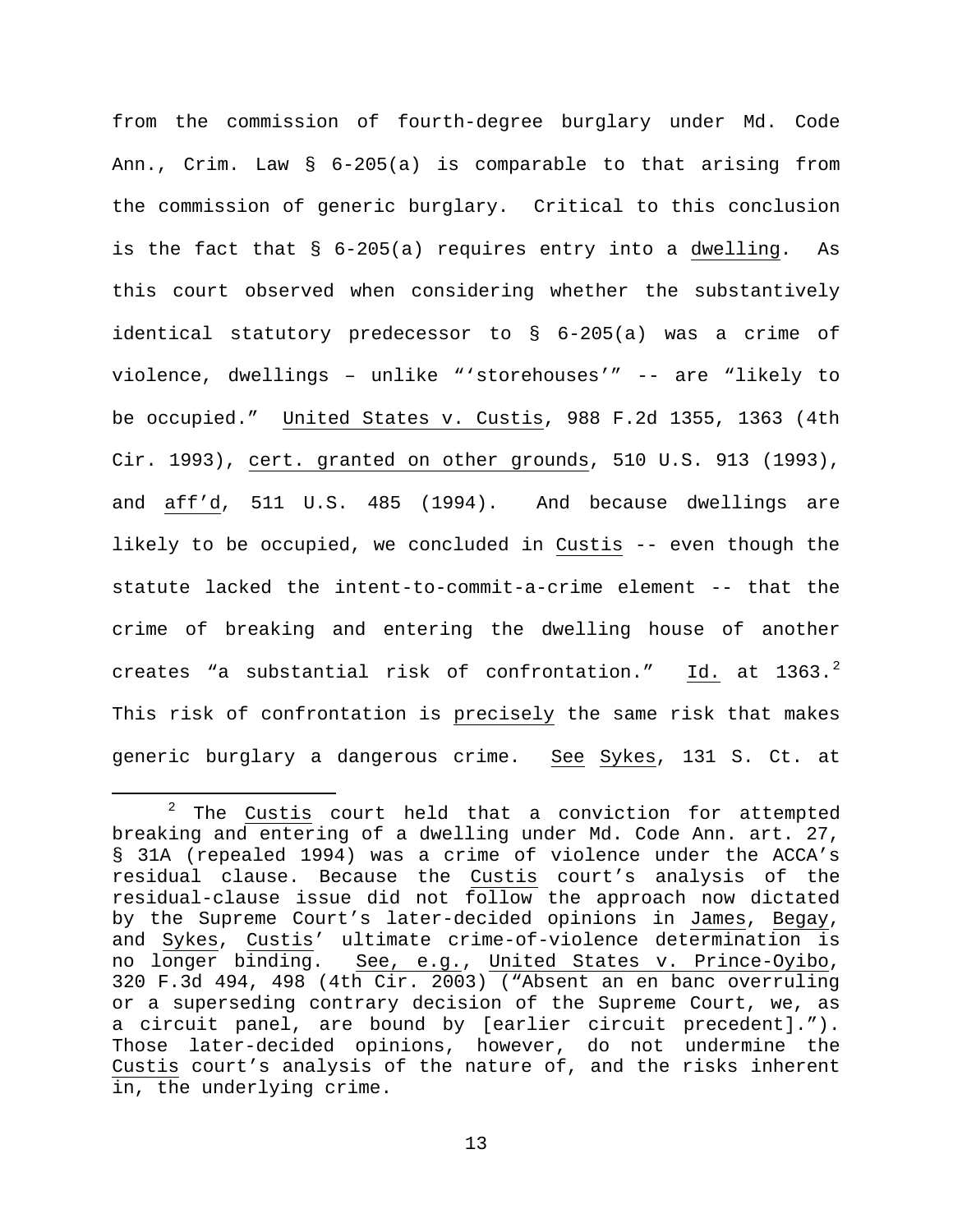from the commission of fourth-degree burglary under Md. Code Ann., Crim. Law § 6-205(a) is comparable to that arising from the commission of generic burglary. Critical to this conclusion is the fact that § 6-205(a) requires entry into a dwelling. As this court observed when considering whether the substantively identical statutory predecessor to § 6-205(a) was a crime of violence, dwellings – unlike "'storehouses'" -- are "likely to be occupied." United States v. Custis, 988 F.2d 1355, 1363 (4th Cir. 1993), cert. granted on other grounds, 510 U.S. 913 (1993), and aff'd, 511 U.S. 485 (1994). And because dwellings are likely to be occupied, we concluded in Custis -- even though the statute lacked the intent-to-commit-a-crime element -- that the crime of breaking and entering the dwelling house of another creates "a substantial risk of confrontation." Id. at 1363.[2] This risk of confrontation is precisely the same risk that makes generic burglary a dangerous crime. See Sykes, 131 S. Ct. at

[2] The Custis court held that a conviction for attempted breaking and entering of a dwelling under Md. Code Ann. art. 27, § 31A (repealed 1994) was a crime of violence under the ACCA's residual clause. Because the Custis court's analysis of the residual-clause issue did not follow the approach now dictated by the Supreme Court's later-decided opinions in James, Begay, and Sykes, Custis' ultimate crime-of-violence determination is no longer binding. See, e.g., United States v. Prince-Oyibo, 320 F.3d 494, 498 (4th Cir. 2003) ("Absent an en banc overruling or a superseding contrary decision of the Supreme Court, we, as a circuit panel, are bound by [earlier circuit precedent]."). Those later-decided opinions, however, do not undermine the Custis court's analysis of the nature of, and the risks inherent in, the underlying crime.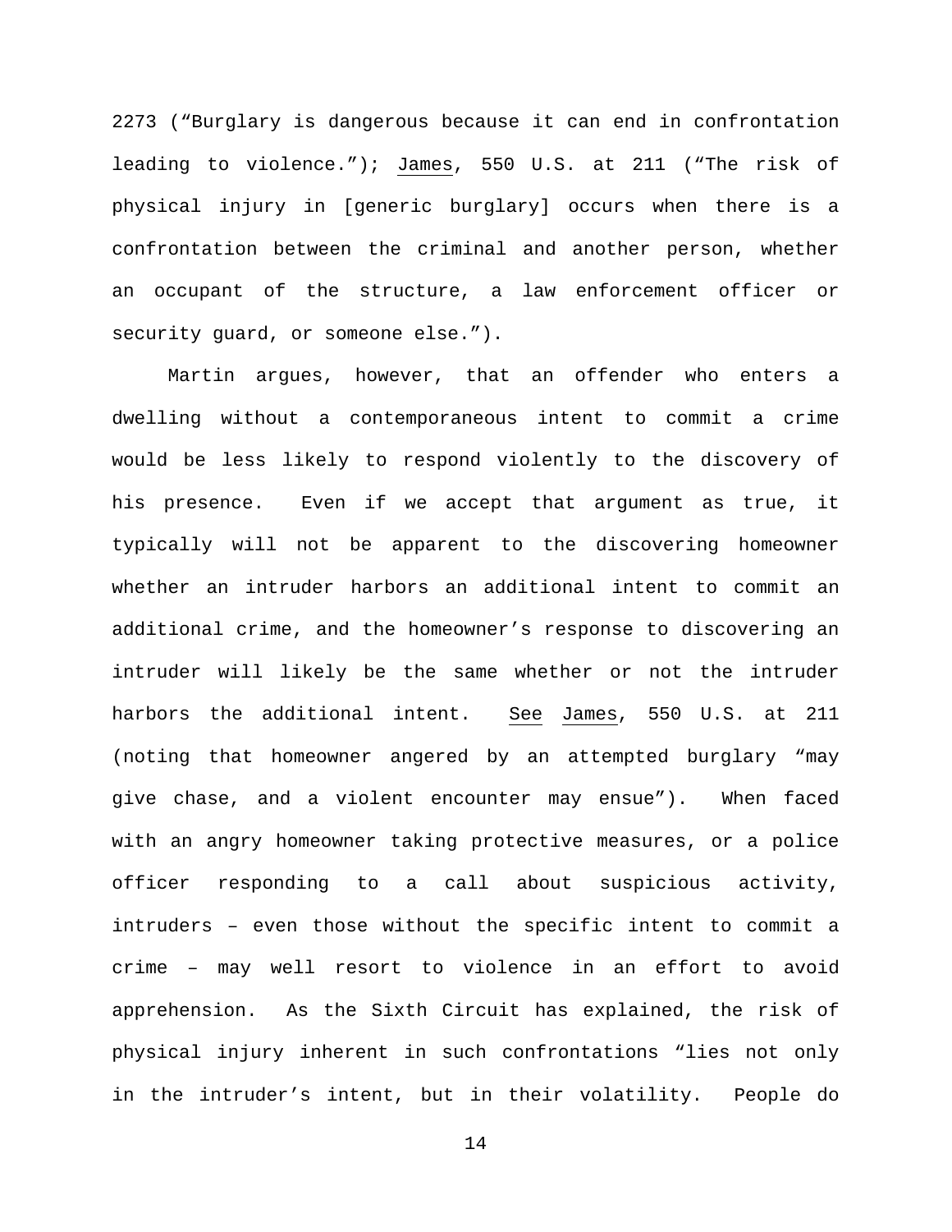2273 ("Burglary is dangerous because it can end in confrontation leading to violence."); James, 550 U.S. at 211 ("The risk of physical injury in [generic burglary] occurs when there is a confrontation between the criminal and another person, whether an occupant of the structure, a law enforcement officer or security guard, or someone else.").

Martin argues, however, that an offender who enters a dwelling without a contemporaneous intent to commit a crime would be less likely to respond violently to the discovery of his presence. Even if we accept that argument as true, it typically will not be apparent to the discovering homeowner whether an intruder harbors an additional intent to commit an additional crime, and the homeowner's response to discovering an intruder will likely be the same whether or not the intruder harbors the additional intent. See James, 550 U.S. at 211 (noting that homeowner angered by an attempted burglary "may give chase, and a violent encounter may ensue"). When faced with an angry homeowner taking protective measures, or a police officer responding to a call about suspicious activity, intruders – even those without the specific intent to commit a crime – may well resort to violence in an effort to avoid apprehension. As the Sixth Circuit has explained, the risk of physical injury inherent in such confrontations "lies not only in the intruder's intent, but in their volatility. People do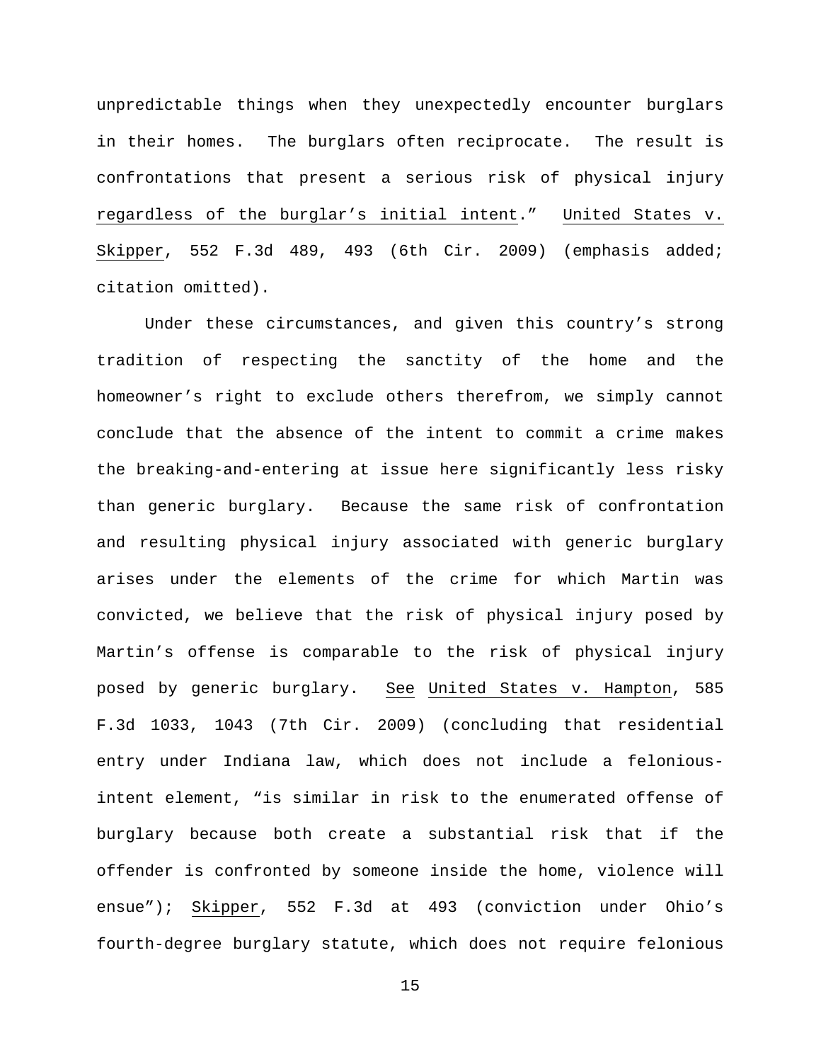unpredictable things when they unexpectedly encounter burglars in their homes. The burglars often reciprocate. The result is confrontations that present a serious risk of physical injury <u>regardless of the burglar's initial intent</u>." <u>United States v. Skipper</u>, 552 F.3d 489, 493 (6th Cir. 2009) (emphasis added; citation omitted).

Under these circumstances, and given this country's strong tradition of respecting the sanctity of the home and the homeowner's right to exclude others therefrom, we simply cannot conclude that the absence of the intent to commit a crime makes the breaking-and-entering at issue here significantly less risky than generic burglary. Because the same risk of confrontation and resulting physical injury associated with generic burglary arises under the elements of the crime for which Martin was convicted, we believe that the risk of physical injury posed by Martin's offense is comparable to the risk of physical injury posed by generic burglary. <u>See</u> <u>United States v. Hampton</u>, 585 F.3d 1033, 1043 (7th Cir. 2009) (concluding that residential entry under Indiana law, which does not include a felonious-intent element, "is similar in risk to the enumerated offense of burglary because both create a substantial risk that if the offender is confronted by someone inside the home, violence will ensue"); <u>Skipper</u>, 552 F.3d at 493 (conviction under Ohio's fourth-degree burglary statute, which does not require felonious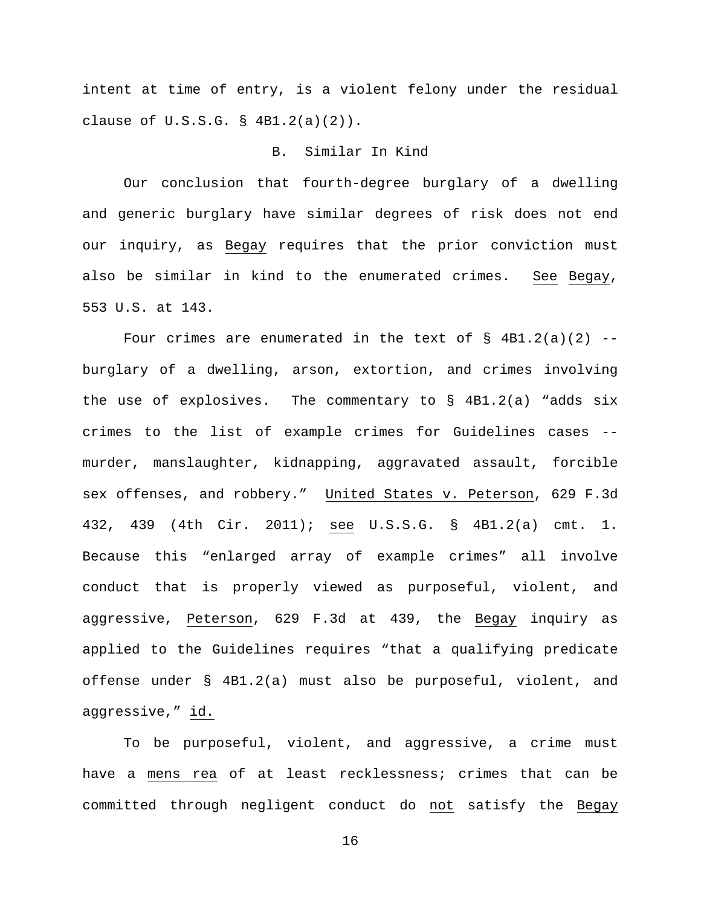intent at time of entry, is a violent felony under the residual clause of U.S.S.G. § 4B1.2(a)(2)).

## B. Similar In Kind

Our conclusion that fourth-degree burglary of a dwelling and generic burglary have similar degrees of risk does not end our inquiry, as Begay requires that the prior conviction must also be similar in kind to the enumerated crimes. See Begay, 553 U.S. at 143.

Four crimes are enumerated in the text of § 4B1.2(a)(2) -- burglary of a dwelling, arson, extortion, and crimes involving the use of explosives. The commentary to § 4B1.2(a) "adds six crimes to the list of example crimes for Guidelines cases -- murder, manslaughter, kidnapping, aggravated assault, forcible sex offenses, and robbery." United States v. Peterson, 629 F.3d 432, 439 (4th Cir. 2011); see U.S.S.G. § 4B1.2(a) cmt. 1. Because this "enlarged array of example crimes" all involve conduct that is properly viewed as purposeful, violent, and aggressive, Peterson, 629 F.3d at 439, the Begay inquiry as applied to the Guidelines requires "that a qualifying predicate offense under § 4B1.2(a) must also be purposeful, violent, and aggressive," id.

To be purposeful, violent, and aggressive, a crime must have a mens rea of at least recklessness; crimes that can be committed through negligent conduct do not satisfy the Begay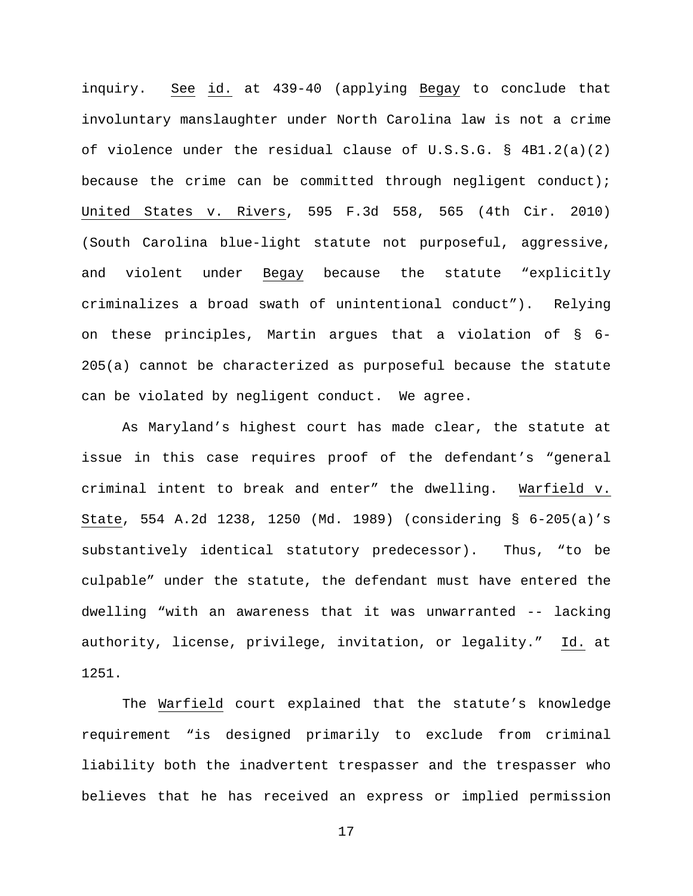inquiry. See id. at 439-40 (applying Begay to conclude that involuntary manslaughter under North Carolina law is not a crime of violence under the residual clause of U.S.S.G. § 4B1.2(a)(2) because the crime can be committed through negligent conduct); United States v. Rivers, 595 F.3d 558, 565 (4th Cir. 2010) (South Carolina blue-light statute not purposeful, aggressive, and violent under Begay because the statute "explicitly criminalizes a broad swath of unintentional conduct"). Relying on these principles, Martin argues that a violation of § 6-205(a) cannot be characterized as purposeful because the statute can be violated by negligent conduct. We agree.

As Maryland's highest court has made clear, the statute at issue in this case requires proof of the defendant's "general criminal intent to break and enter" the dwelling. Warfield v. State, 554 A.2d 1238, 1250 (Md. 1989) (considering § 6-205(a)'s substantively identical statutory predecessor). Thus, "to be culpable" under the statute, the defendant must have entered the dwelling "with an awareness that it was unwarranted -- lacking authority, license, privilege, invitation, or legality." Id. at 1251.

The Warfield court explained that the statute's knowledge requirement "is designed primarily to exclude from criminal liability both the inadvertent trespasser and the trespasser who believes that he has received an express or implied permission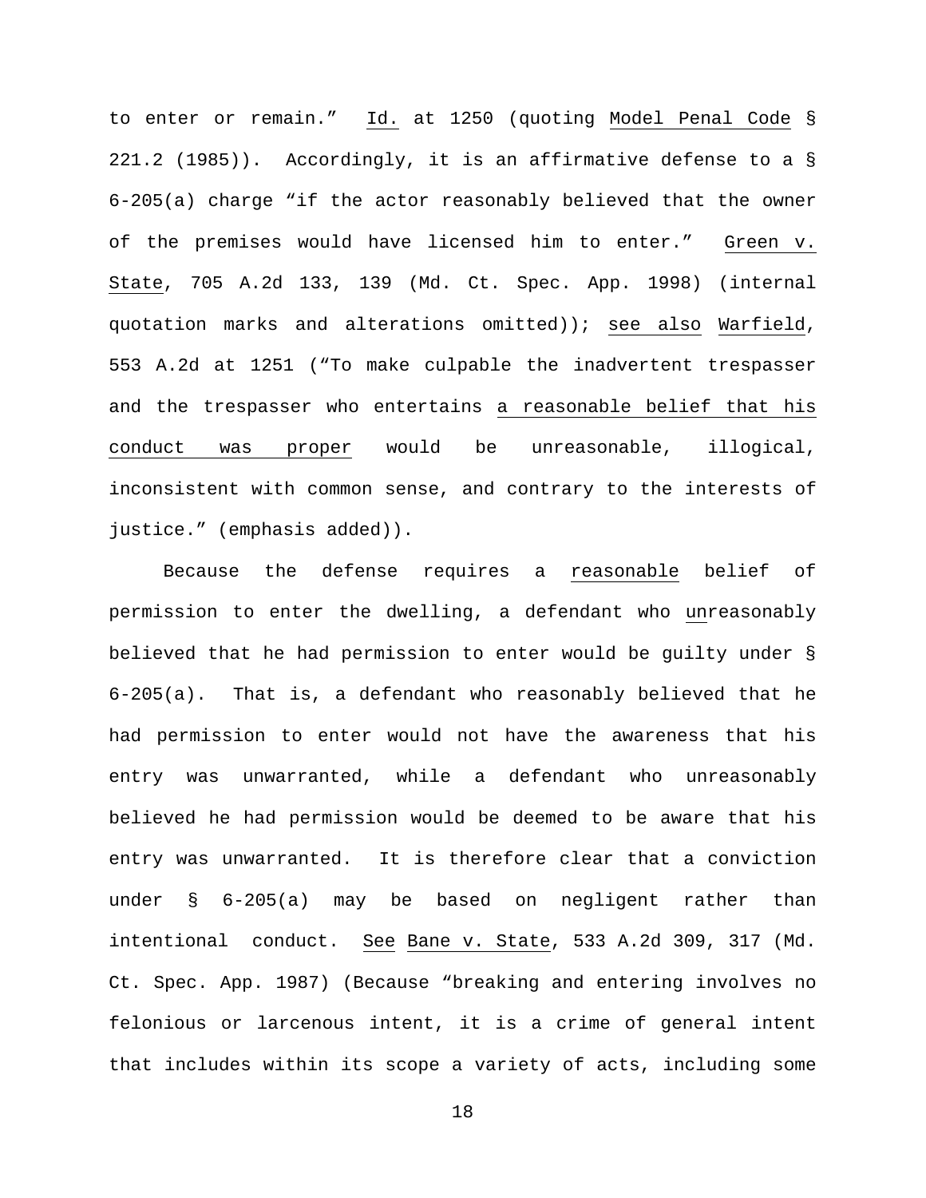to enter or remain." Id. at 1250 (quoting Model Penal Code § 221.2 (1985)). Accordingly, it is an affirmative defense to a § 6-205(a) charge "if the actor reasonably believed that the owner of the premises would have licensed him to enter." Green v. State, 705 A.2d 133, 139 (Md. Ct. Spec. App. 1998) (internal quotation marks and alterations omitted)); see also Warfield, 553 A.2d at 1251 ("To make culpable the inadvertent trespasser and the trespasser who entertains a reasonable belief that his conduct was proper would be unreasonable, illogical, inconsistent with common sense, and contrary to the interests of justice." (emphasis added)).

Because the defense requires a reasonable belief of permission to enter the dwelling, a defendant who unreasonably believed that he had permission to enter would be guilty under § 6-205(a). That is, a defendant who reasonably believed that he had permission to enter would not have the awareness that his entry was unwarranted, while a defendant who unreasonably believed he had permission would be deemed to be aware that his entry was unwarranted. It is therefore clear that a conviction under § 6-205(a) may be based on negligent rather than intentional conduct. See Bane v. State, 533 A.2d 309, 317 (Md. Ct. Spec. App. 1987) (Because "breaking and entering involves no felonious or larcenous intent, it is a crime of general intent that includes within its scope a variety of acts, including some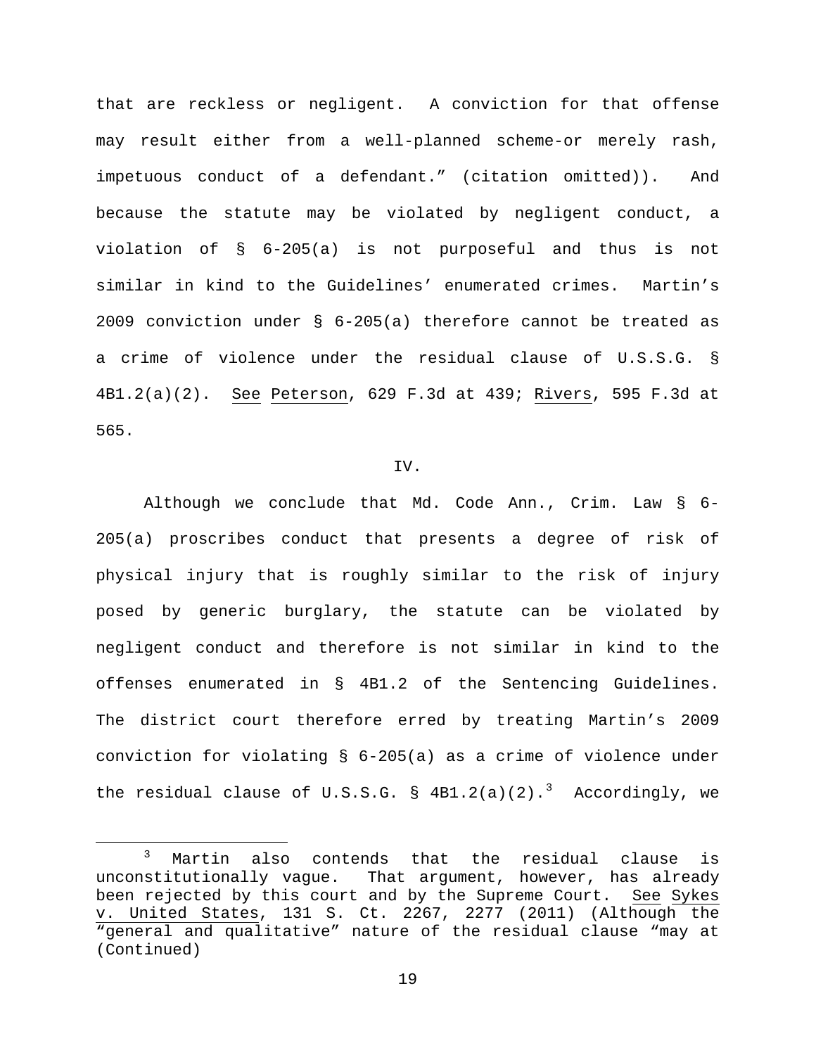that are reckless or negligent. A conviction for that offense may result either from a well-planned scheme-or merely rash, impetuous conduct of a defendant." (citation omitted)). And because the statute may be violated by negligent conduct, a violation of § 6-205(a) is not purposeful and thus is not similar in kind to the Guidelines' enumerated crimes. Martin's 2009 conviction under § 6-205(a) therefore cannot be treated as a crime of violence under the residual clause of U.S.S.G. § 4B1.2(a)(2). See Peterson, 629 F.3d at 439; Rivers, 595 F.3d at 565.

## IV.

Although we conclude that Md. Code Ann., Crim. Law § 6-205(a) proscribes conduct that presents a degree of risk of physical injury that is roughly similar to the risk of injury posed by generic burglary, the statute can be violated by negligent conduct and therefore is not similar in kind to the offenses enumerated in § 4B1.2 of the Sentencing Guidelines. The district court therefore erred by treating Martin's 2009 conviction for violating § 6-205(a) as a crime of violence under the residual clause of U.S.S.G. § 4B1.2(a)(2).[3] Accordingly, we

---

[3] Martin also contends that the residual clause is unconstitutionally vague. That argument, however, has already been rejected by this court and by the Supreme Court. See Sykes v. United States, 131 S. Ct. 2267, 2277 (2011) (Although the "general and qualitative" nature of the residual clause "may at (Continued)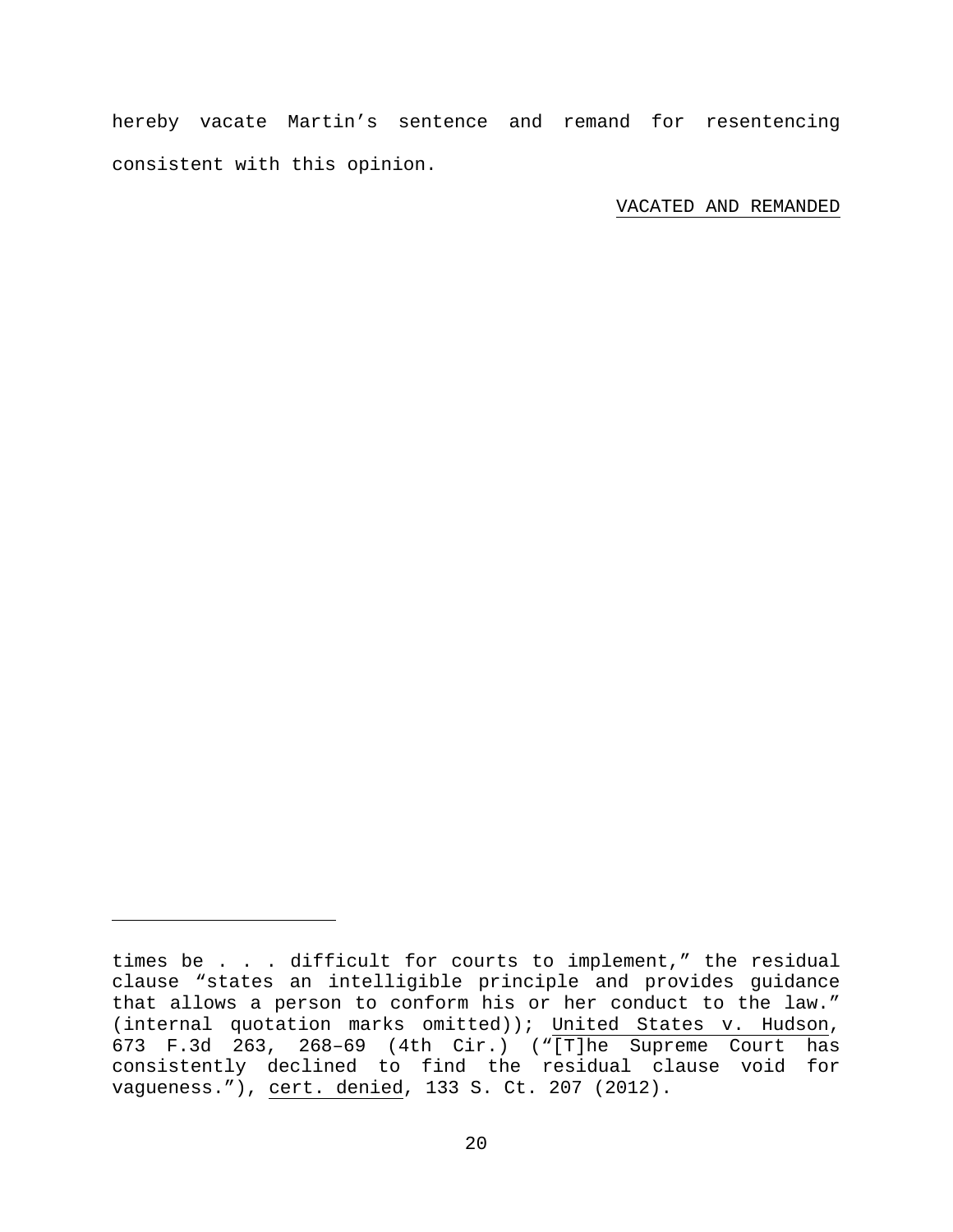hereby vacate Martin's sentence and remand for resentencing consistent with this opinion.

VACATED AND REMANDED

---

times be . . . difficult for courts to implement," the residual clause "states an intelligible principle and provides guidance that allows a person to conform his or her conduct to the law." (internal quotation marks omitted)); United States v. Hudson, 673 F.3d 263, 268–69 (4th Cir.) ("[T]he Supreme Court has consistently declined to find the residual clause void for vagueness."), cert. denied, 133 S. Ct. 207 (2012).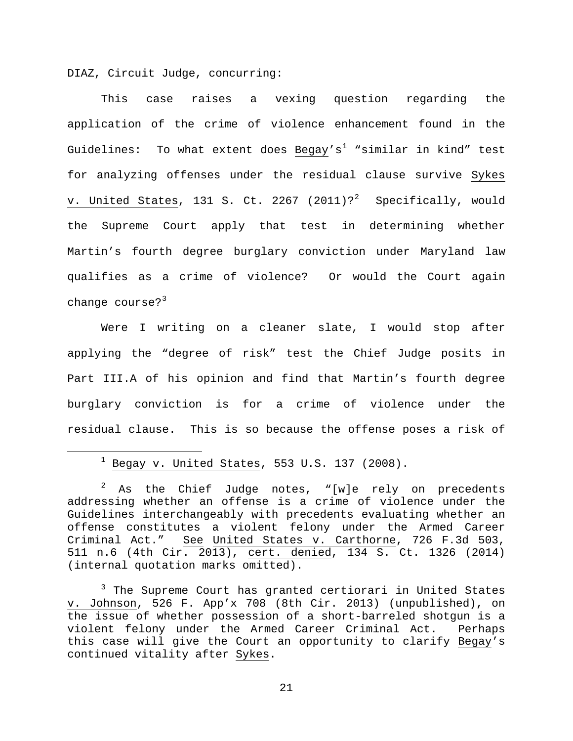DIAZ, Circuit Judge, concurring:

This case raises a vexing question regarding the application of the crime of violence enhancement found in the Guidelines: To what extent does Begay's[1] "similar in kind" test for analyzing offenses under the residual clause survive Sykes v. United States, 131 S. Ct. 2267 (2011)?[2] Specifically, would the Supreme Court apply that test in determining whether Martin's fourth degree burglary conviction under Maryland law qualifies as a crime of violence? Or would the Court again change course?[3]

Were I writing on a cleaner slate, I would stop after applying the "degree of risk" test the Chief Judge posits in Part III.A of his opinion and find that Martin's fourth degree burglary conviction is for a crime of violence under the residual clause. This is so because the offense poses a risk of

---

[1] Begay v. United States, 553 U.S. 137 (2008).

[2] As the Chief Judge notes, "[w]e rely on precedents addressing whether an offense is a crime of violence under the Guidelines interchangeably with precedents evaluating whether an offense constitutes a violent felony under the Armed Career Criminal Act." See United States v. Carthorne, 726 F.3d 503, 511 n.6 (4th Cir. 2013), cert. denied, 134 S. Ct. 1326 (2014) (internal quotation marks omitted).

[3] The Supreme Court has granted certiorari in United States v. Johnson, 526 F. App'x 708 (8th Cir. 2013) (unpublished), on the issue of whether possession of a short-barreled shotgun is a violent felony under the Armed Career Criminal Act. Perhaps this case will give the Court an opportunity to clarify Begay's continued vitality after Sykes.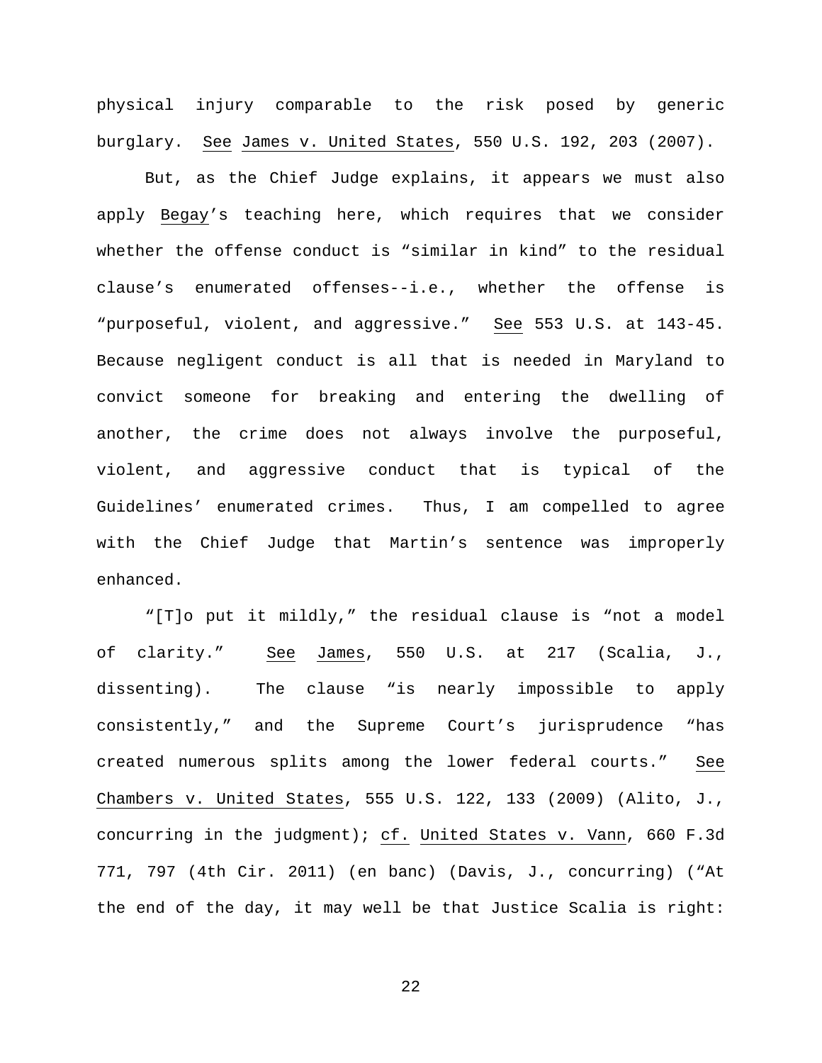physical injury comparable to the risk posed by generic burglary. See James v. United States, 550 U.S. 192, 203 (2007).

But, as the Chief Judge explains, it appears we must also apply Begay's teaching here, which requires that we consider whether the offense conduct is "similar in kind" to the residual clause's enumerated offenses--i.e., whether the offense is "purposeful, violent, and aggressive." See 553 U.S. at 143-45. Because negligent conduct is all that is needed in Maryland to convict someone for breaking and entering the dwelling of another, the crime does not always involve the purposeful, violent, and aggressive conduct that is typical of the Guidelines' enumerated crimes. Thus, I am compelled to agree with the Chief Judge that Martin's sentence was improperly enhanced.

"[T]o put it mildly," the residual clause is "not a model of clarity." See James, 550 U.S. at 217 (Scalia, J., dissenting). The clause "is nearly impossible to apply consistently," and the Supreme Court's jurisprudence "has created numerous splits among the lower federal courts." See Chambers v. United States, 555 U.S. 122, 133 (2009) (Alito, J., concurring in the judgment); cf. United States v. Vann, 660 F.3d 771, 797 (4th Cir. 2011) (en banc) (Davis, J., concurring) ("At the end of the day, it may well be that Justice Scalia is right: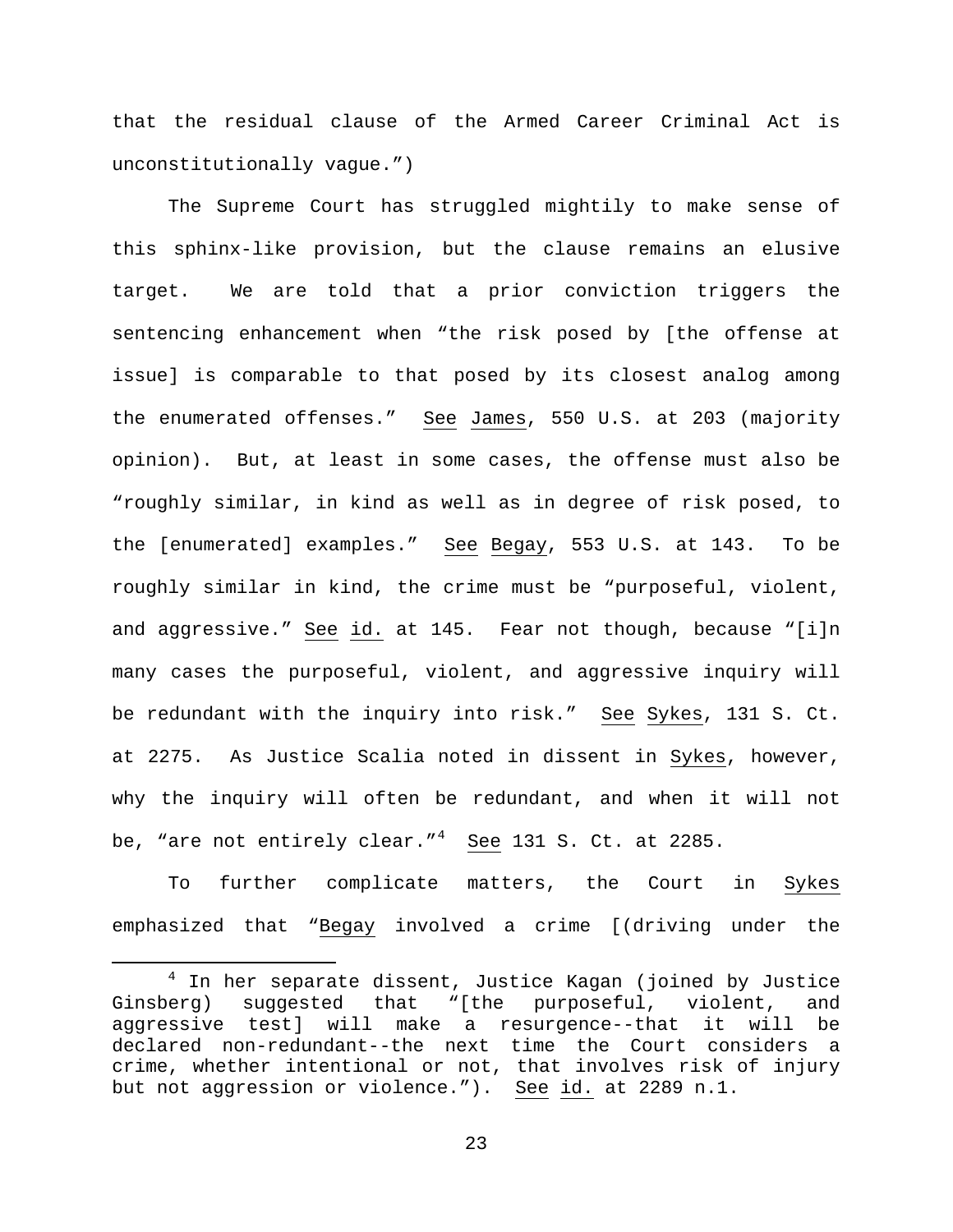that the residual clause of the Armed Career Criminal Act is unconstitutionally vague.")

The Supreme Court has struggled mightily to make sense of this sphinx-like provision, but the clause remains an elusive target. We are told that a prior conviction triggers the sentencing enhancement when "the risk posed by [the offense at issue] is comparable to that posed by its closest analog among the enumerated offenses." See James, 550 U.S. at 203 (majority opinion). But, at least in some cases, the offense must also be "roughly similar, in kind as well as in degree of risk posed, to the [enumerated] examples." See Begay, 553 U.S. at 143. To be roughly similar in kind, the crime must be "purposeful, violent, and aggressive." See id. at 145. Fear not though, because "[i]n many cases the purposeful, violent, and aggressive inquiry will be redundant with the inquiry into risk." See Sykes, 131 S. Ct. at 2275. As Justice Scalia noted in dissent in Sykes, however, why the inquiry will often be redundant, and when it will not be, "are not entirely clear."[4] See 131 S. Ct. at 2285.

To further complicate matters, the Court in Sykes emphasized that "Begay involved a crime [(driving under the

[4] In her separate dissent, Justice Kagan (joined by Justice Ginsberg) suggested that "[the purposeful, violent, and aggressive test] will make a resurgence--that it will be declared non-redundant--the next time the Court considers a crime, whether intentional or not, that involves risk of injury but not aggression or violence."). See id. at 2289 n.1.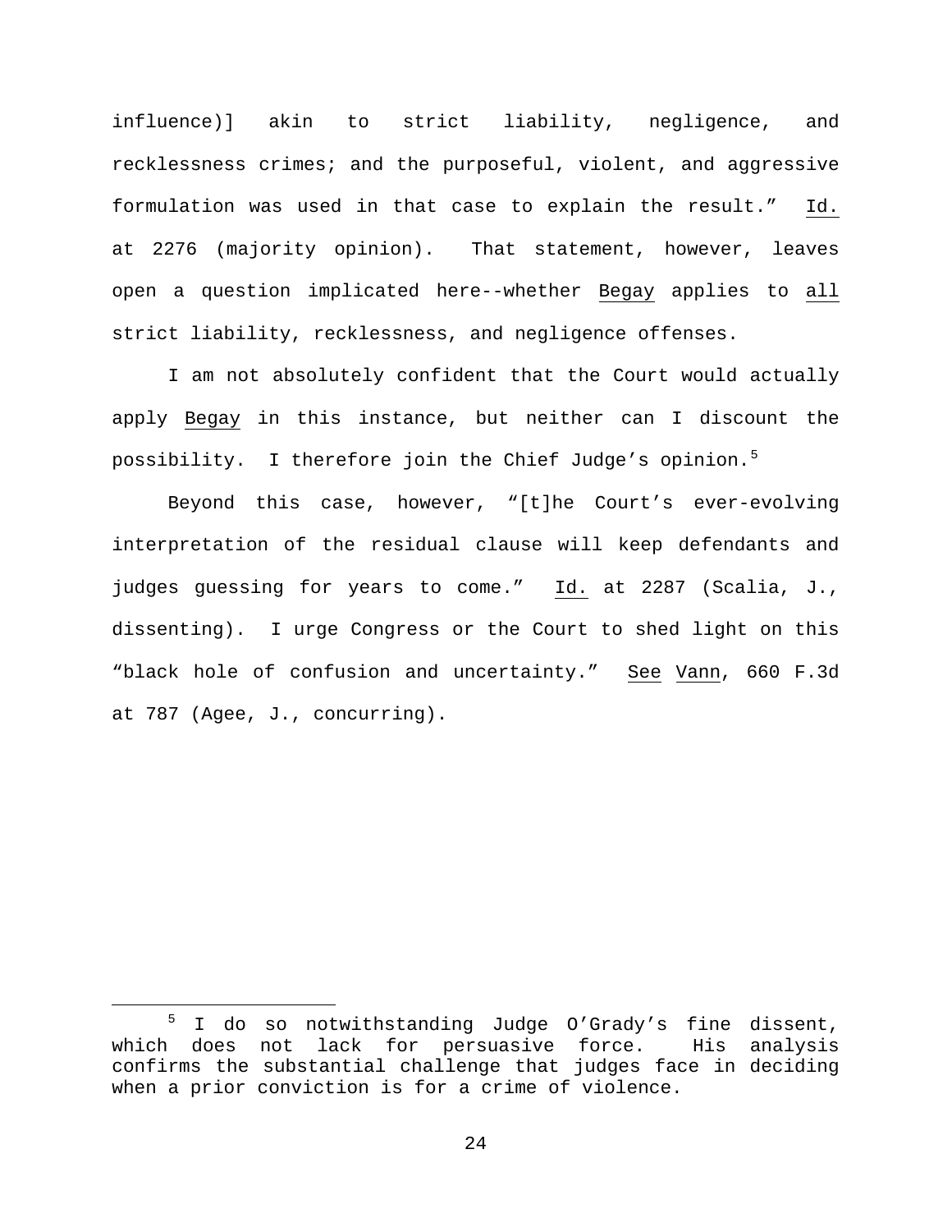influence)] akin to strict liability, negligence, and recklessness crimes; and the purposeful, violent, and aggressive formulation was used in that case to explain the result." Id. at 2276 (majority opinion). That statement, however, leaves open a question implicated here--whether Begay applies to all strict liability, recklessness, and negligence offenses.

I am not absolutely confident that the Court would actually apply Begay in this instance, but neither can I discount the possibility. I therefore join the Chief Judge's opinion.[5]

Beyond this case, however, "[t]he Court's ever-evolving interpretation of the residual clause will keep defendants and judges guessing for years to come." Id. at 2287 (Scalia, J., dissenting). I urge Congress or the Court to shed light on this "black hole of confusion and uncertainty." See Vann, 660 F.3d at 787 (Agee, J., concurring).

---

[5] I do so notwithstanding Judge O'Grady's fine dissent, which does not lack for persuasive force. His analysis confirms the substantial challenge that judges face in deciding when a prior conviction is for a crime of violence.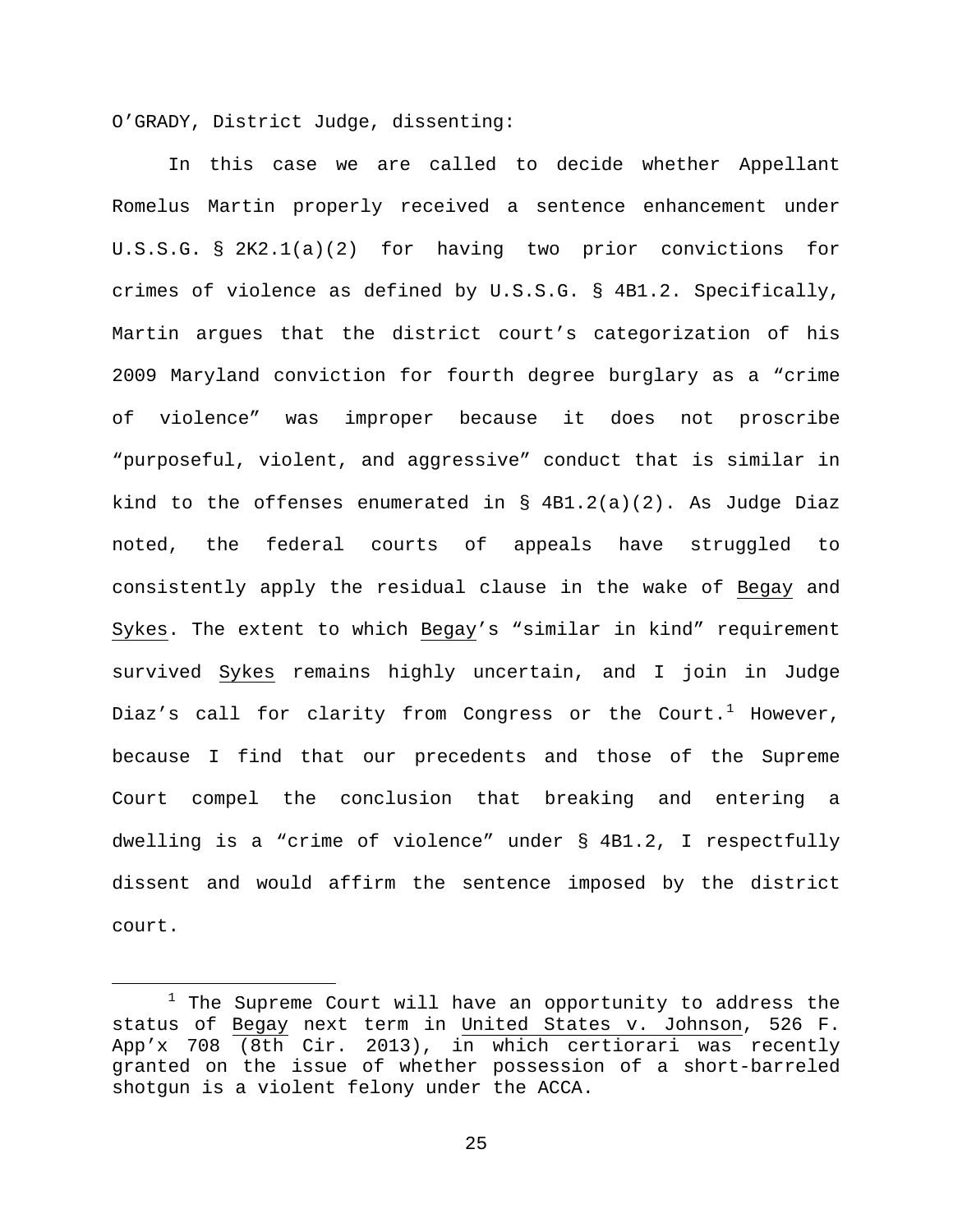O'GRADY, District Judge, dissenting:

In this case we are called to decide whether Appellant Romelus Martin properly received a sentence enhancement under U.S.S.G. § 2K2.1(a)(2) for having two prior convictions for crimes of violence as defined by U.S.S.G. § 4B1.2. Specifically, Martin argues that the district court's categorization of his 2009 Maryland conviction for fourth degree burglary as a "crime of violence" was improper because it does not proscribe "purposeful, violent, and aggressive" conduct that is similar in kind to the offenses enumerated in § 4B1.2(a)(2). As Judge Diaz noted, the federal courts of appeals have struggled to consistently apply the residual clause in the wake of Begay and Sykes. The extent to which Begay's "similar in kind" requirement survived Sykes remains highly uncertain, and I join in Judge Diaz's call for clarity from Congress or the Court.[1] However, because I find that our precedents and those of the Supreme Court compel the conclusion that breaking and entering a dwelling is a "crime of violence" under § 4B1.2, I respectfully dissent and would affirm the sentence imposed by the district court.

[1] The Supreme Court will have an opportunity to address the status of Begay next term in United States v. Johnson, 526 F. App'x 708 (8th Cir. 2013), in which certiorari was recently granted on the issue of whether possession of a short-barreled shotgun is a violent felony under the ACCA.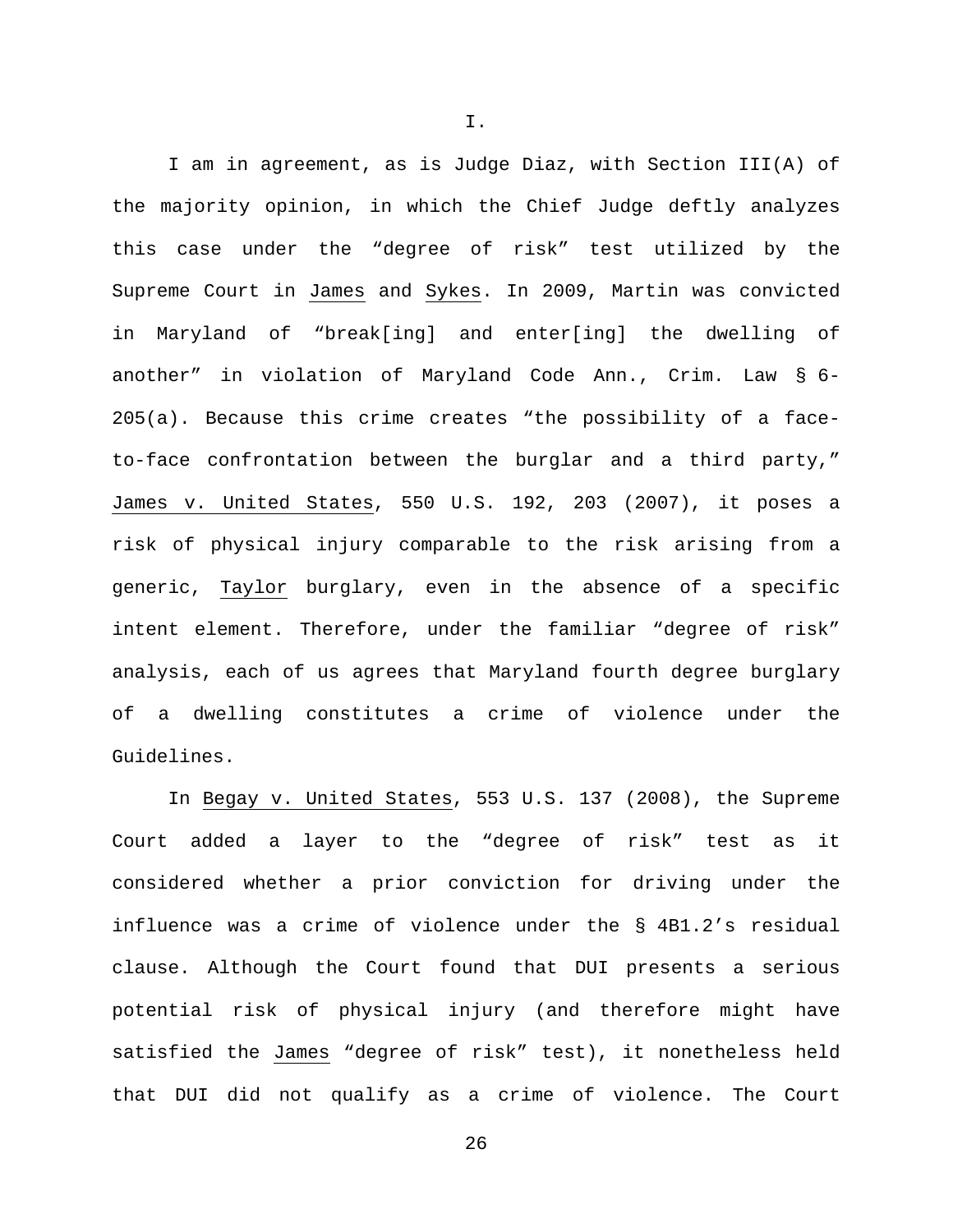I.

I am in agreement, as is Judge Diaz, with Section III(A) of the majority opinion, in which the Chief Judge deftly analyzes this case under the "degree of risk" test utilized by the Supreme Court in James and Sykes. In 2009, Martin was convicted in Maryland of "break[ing] and enter[ing] the dwelling of another" in violation of Maryland Code Ann., Crim. Law § 6-205(a). Because this crime creates "the possibility of a face-to-face confrontation between the burglar and a third party," James v. United States, 550 U.S. 192, 203 (2007), it poses a risk of physical injury comparable to the risk arising from a generic, Taylor burglary, even in the absence of a specific intent element. Therefore, under the familiar "degree of risk" analysis, each of us agrees that Maryland fourth degree burglary of a dwelling constitutes a crime of violence under the Guidelines.

In Begay v. United States, 553 U.S. 137 (2008), the Supreme Court added a layer to the "degree of risk" test as it considered whether a prior conviction for driving under the influence was a crime of violence under the § 4B1.2's residual clause. Although the Court found that DUI presents a serious potential risk of physical injury (and therefore might have satisfied the James "degree of risk" test), it nonetheless held that DUI did not qualify as a crime of violence. The Court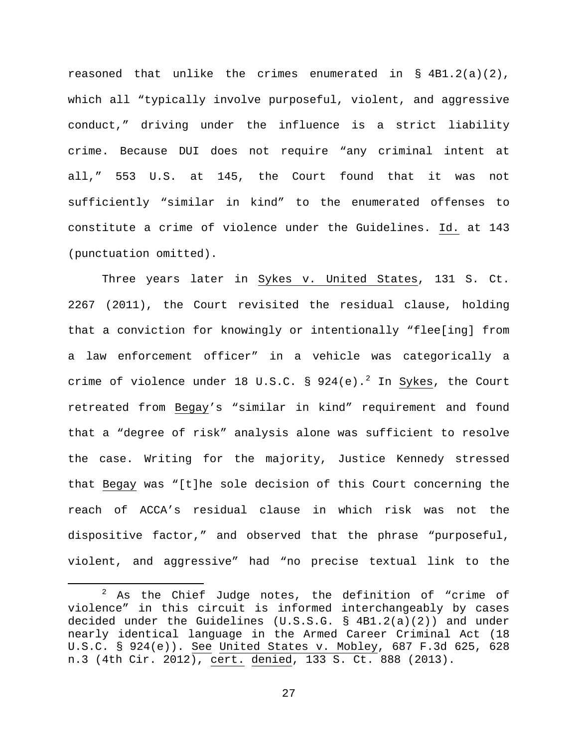reasoned that unlike the crimes enumerated in § 4B1.2(a)(2), which all "typically involve purposeful, violent, and aggressive conduct," driving under the influence is a strict liability crime. Because DUI does not require "any criminal intent at all," 553 U.S. at 145, the Court found that it was not sufficiently "similar in kind" to the enumerated offenses to constitute a crime of violence under the Guidelines. Id. at 143 (punctuation omitted).

Three years later in Sykes v. United States, 131 S. Ct. 2267 (2011), the Court revisited the residual clause, holding that a conviction for knowingly or intentionally "flee[ing] from a law enforcement officer" in a vehicle was categorically a crime of violence under 18 U.S.C. § 924(e).[2] In Sykes, the Court retreated from Begay's "similar in kind" requirement and found that a "degree of risk" analysis alone was sufficient to resolve the case. Writing for the majority, Justice Kennedy stressed that Begay was "[t]he sole decision of this Court concerning the reach of ACCA's residual clause in which risk was not the dispositive factor," and observed that the phrase "purposeful, violent, and aggressive" had "no precise textual link to the

[2] As the Chief Judge notes, the definition of "crime of violence" in this circuit is informed interchangeably by cases decided under the Guidelines (U.S.S.G. § 4B1.2(a)(2)) and under nearly identical language in the Armed Career Criminal Act (18 U.S.C. § 924(e)). See United States v. Mobley, 687 F.3d 625, 628 n.3 (4th Cir. 2012), cert. denied, 133 S. Ct. 888 (2013).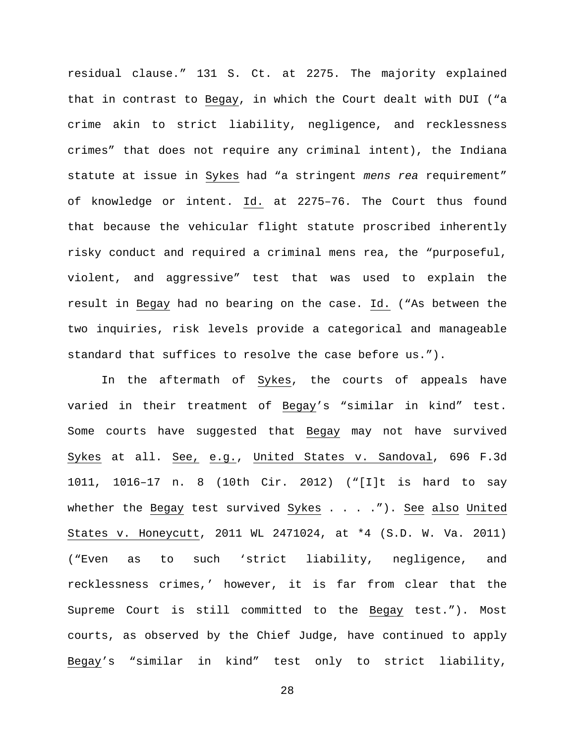residual clause." 131 S. Ct. at 2275. The majority explained that in contrast to Begay, in which the Court dealt with DUI ("a crime akin to strict liability, negligence, and recklessness crimes" that does not require any criminal intent), the Indiana statute at issue in Sykes had "a stringent *mens rea* requirement" of knowledge or intent. Id. at 2275–76. The Court thus found that because the vehicular flight statute proscribed inherently risky conduct and required a criminal mens rea, the "purposeful, violent, and aggressive" test that was used to explain the result in Begay had no bearing on the case. Id. ("As between the two inquiries, risk levels provide a categorical and manageable standard that suffices to resolve the case before us.").

In the aftermath of Sykes, the courts of appeals have varied in their treatment of Begay's "similar in kind" test. Some courts have suggested that Begay may not have survived Sykes at all. See, e.g., United States v. Sandoval, 696 F.3d 1011, 1016–17 n. 8 (10th Cir. 2012) ("[I]t is hard to say whether the Begay test survived Sykes . . . ."). See also United States v. Honeycutt, 2011 WL 2471024, at *4 (S.D. W. Va. 2011) ("Even as to such 'strict liability, negligence, and recklessness crimes,' however, it is far from clear that the Supreme Court is still committed to the Begay test."). Most courts, as observed by the Chief Judge, have continued to apply Begay's "similar in kind" test only to strict liability,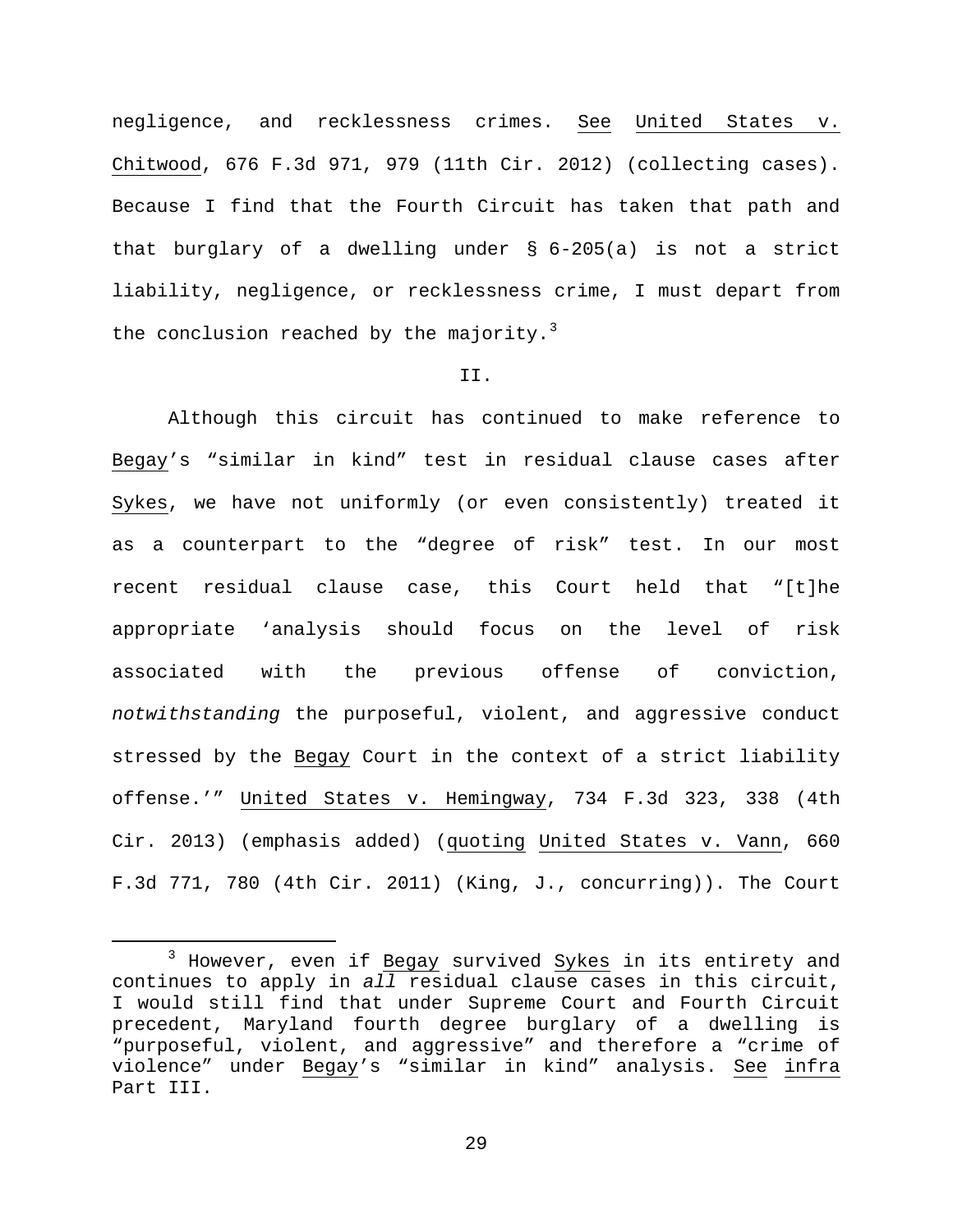negligence, and recklessness crimes. See United States v. Chitwood, 676 F.3d 971, 979 (11th Cir. 2012) (collecting cases). Because I find that the Fourth Circuit has taken that path and that burglary of a dwelling under § 6-205(a) is not a strict liability, negligence, or recklessness crime, I must depart from the conclusion reached by the majority.[3]

II.

Although this circuit has continued to make reference to Begay's "similar in kind" test in residual clause cases after Sykes, we have not uniformly (or even consistently) treated it as a counterpart to the "degree of risk" test. In our most recent residual clause case, this Court held that "[t]he appropriate 'analysis should focus on the level of risk associated with the previous offense of conviction, *notwithstanding* the purposeful, violent, and aggressive conduct stressed by the Begay Court in the context of a strict liability offense.'" United States v. Hemingway, 734 F.3d 323, 338 (4th Cir. 2013) (emphasis added) (quoting United States v. Vann, 660 F.3d 771, 780 (4th Cir. 2011) (King, J., concurring)). The Court

[3] However, even if Begay survived Sykes in its entirety and continues to apply in *all* residual clause cases in this circuit, I would still find that under Supreme Court and Fourth Circuit precedent, Maryland fourth degree burglary of a dwelling is "purposeful, violent, and aggressive" and therefore a "crime of violence" under Begay's "similar in kind" analysis. See infra Part III.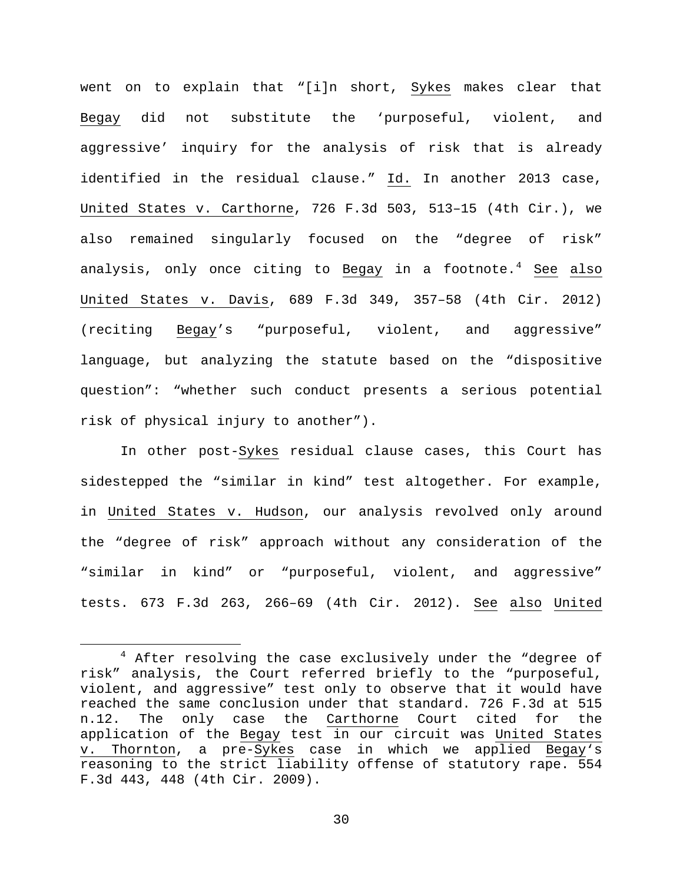went on to explain that "[i]n short, Sykes makes clear that Begay did not substitute the 'purposeful, violent, and aggressive' inquiry for the analysis of risk that is already identified in the residual clause." Id. In another 2013 case, United States v. Carthorne, 726 F.3d 503, 513–15 (4th Cir.), we also remained singularly focused on the "degree of risk" analysis, only once citing to Begay in a footnote.[4] See also United States v. Davis, 689 F.3d 349, 357–58 (4th Cir. 2012) (reciting Begay's "purposeful, violent, and aggressive" language, but analyzing the statute based on the "dispositive question": "whether such conduct presents a serious potential risk of physical injury to another").

In other post-Sykes residual clause cases, this Court has sidestepped the "similar in kind" test altogether. For example, in United States v. Hudson, our analysis revolved only around the "degree of risk" approach without any consideration of the "similar in kind" or "purposeful, violent, and aggressive" tests. 673 F.3d 263, 266–69 (4th Cir. 2012). See also United

[4] After resolving the case exclusively under the "degree of risk" analysis, the Court referred briefly to the "purposeful, violent, and aggressive" test only to observe that it would have reached the same conclusion under that standard. 726 F.3d at 515 n.12. The only case the Carthorne Court cited for the application of the Begay test in our circuit was United States v. Thornton, a pre-Sykes case in which we applied Begay's reasoning to the strict liability offense of statutory rape. 554 F.3d 443, 448 (4th Cir. 2009).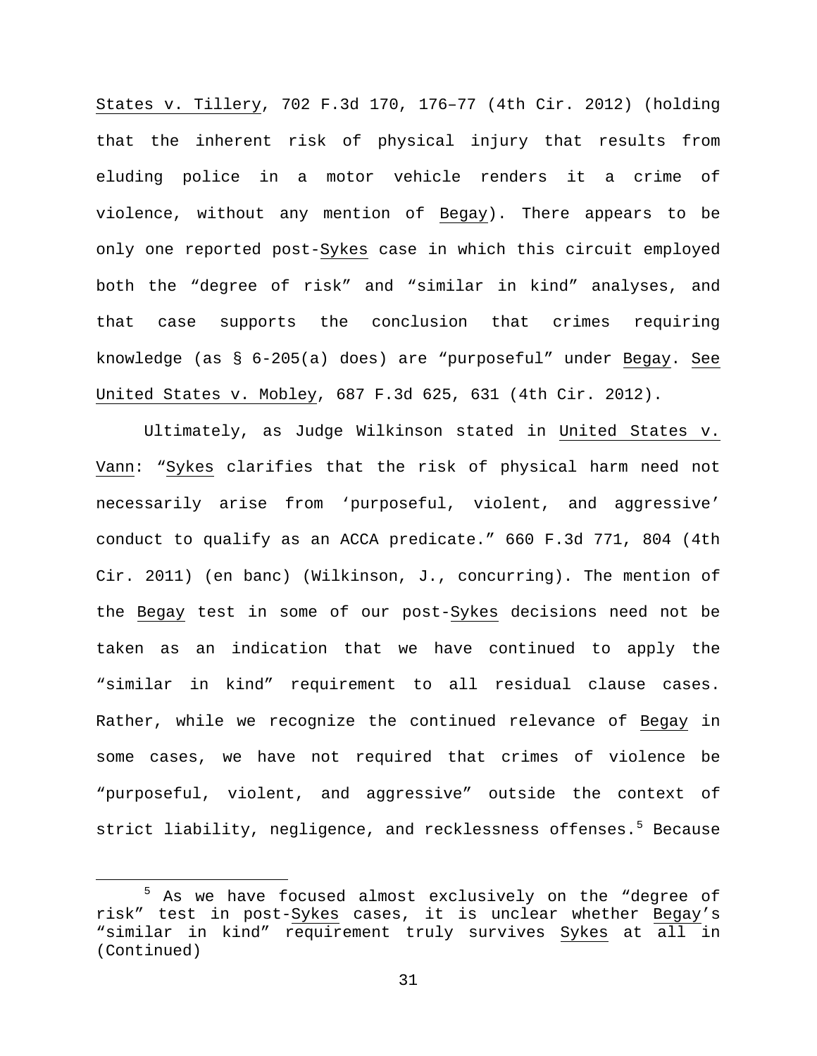States v. Tillery, 702 F.3d 170, 176–77 (4th Cir. 2012) (holding that the inherent risk of physical injury that results from eluding police in a motor vehicle renders it a crime of violence, without any mention of Begay). There appears to be only one reported post-Sykes case in which this circuit employed both the "degree of risk" and "similar in kind" analyses, and that case supports the conclusion that crimes requiring knowledge (as § 6-205(a) does) are "purposeful" under Begay. See United States v. Mobley, 687 F.3d 625, 631 (4th Cir. 2012).

Ultimately, as Judge Wilkinson stated in United States v. Vann: "Sykes clarifies that the risk of physical harm need not necessarily arise from 'purposeful, violent, and aggressive' conduct to qualify as an ACCA predicate." 660 F.3d 771, 804 (4th Cir. 2011) (en banc) (Wilkinson, J., concurring). The mention of the Begay test in some of our post-Sykes decisions need not be taken as an indication that we have continued to apply the "similar in kind" requirement to all residual clause cases. Rather, while we recognize the continued relevance of Begay in some cases, we have not required that crimes of violence be "purposeful, violent, and aggressive" outside the context of strict liability, negligence, and recklessness offenses.[5] Because

---

[5] As we have focused almost exclusively on the "degree of risk" test in post-Sykes cases, it is unclear whether Begay's "similar in kind" requirement truly survives Sykes at all in (Continued)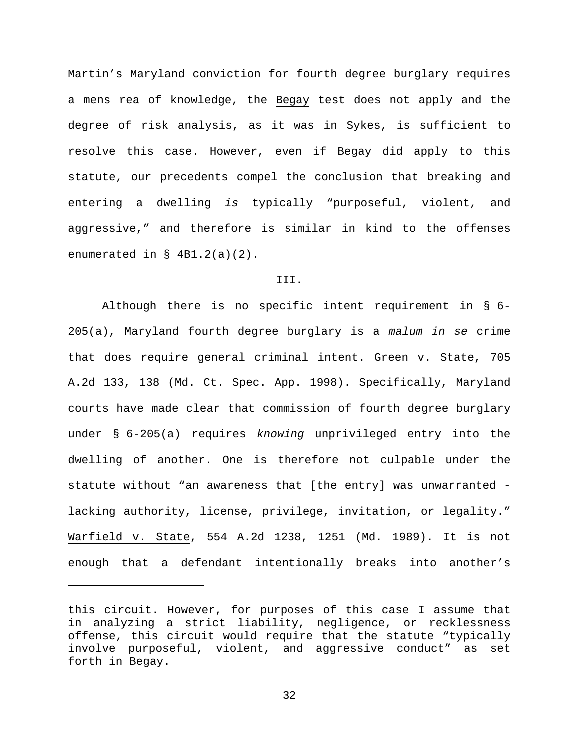Martin's Maryland conviction for fourth degree burglary requires a mens rea of knowledge, the Begay test does not apply and the degree of risk analysis, as it was in Sykes, is sufficient to resolve this case. However, even if Begay did apply to this statute, our precedents compel the conclusion that breaking and entering a dwelling *is* typically "purposeful, violent, and aggressive," and therefore is similar in kind to the offenses enumerated in § 4B1.2(a)(2).

III.

Although there is no specific intent requirement in § 6-205(a), Maryland fourth degree burglary is a *malum in se* crime that does require general criminal intent. Green v. State, 705 A.2d 133, 138 (Md. Ct. Spec. App. 1998). Specifically, Maryland courts have made clear that commission of fourth degree burglary under § 6-205(a) requires *knowing* unprivileged entry into the dwelling of another. One is therefore not culpable under the statute without "an awareness that [the entry] was unwarranted - lacking authority, license, privilege, invitation, or legality." Warfield v. State, 554 A.2d 1238, 1251 (Md. 1989). It is not enough that a defendant intentionally breaks into another's

---

this circuit. However, for purposes of this case I assume that in analyzing a strict liability, negligence, or recklessness offense, this circuit would require that the statute "typically involve purposeful, violent, and aggressive conduct" as set forth in Begay.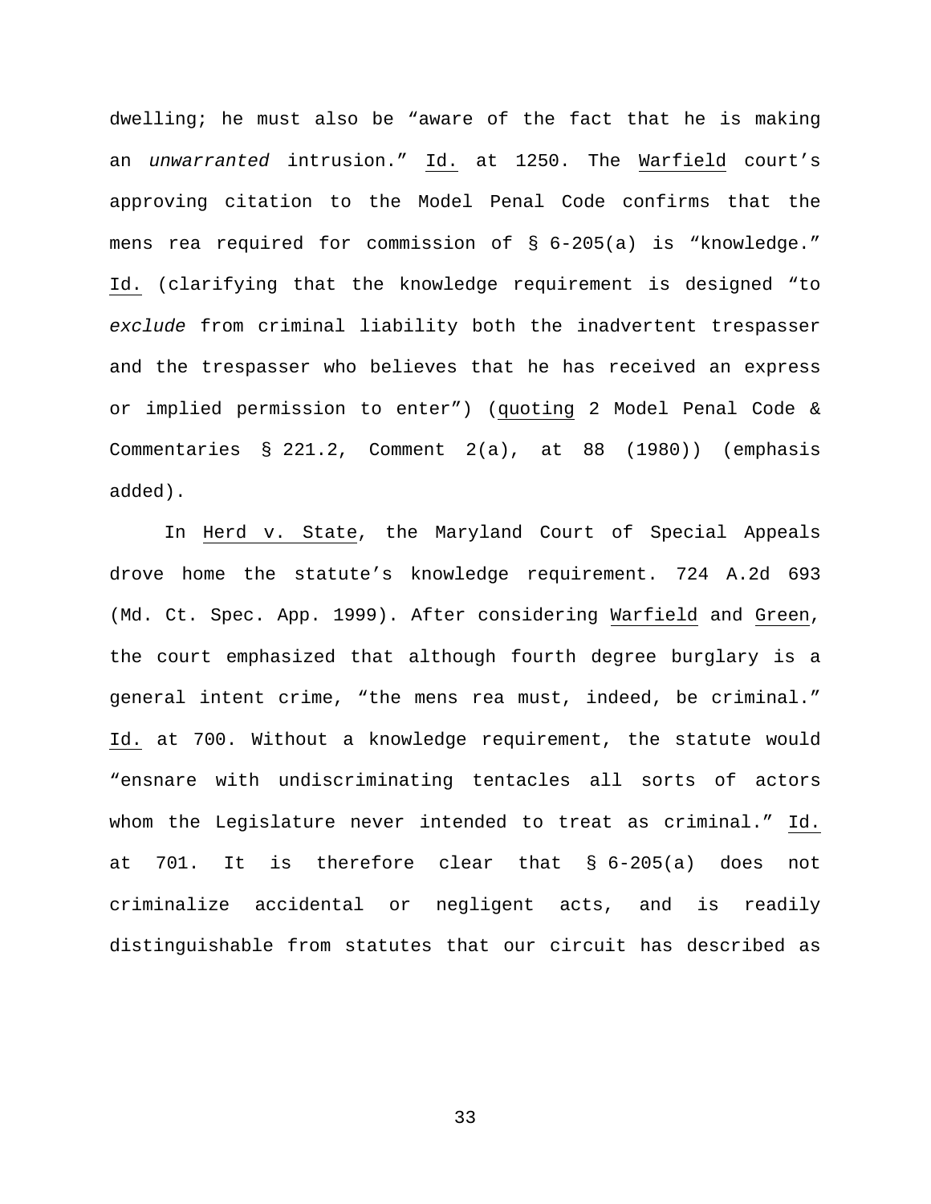dwelling; he must also be "aware of the fact that he is making an *unwarranted* intrusion." Id. at 1250. The Warfield court's approving citation to the Model Penal Code confirms that the mens rea required for commission of § 6-205(a) is "knowledge." Id. (clarifying that the knowledge requirement is designed "to *exclude* from criminal liability both the inadvertent trespasser and the trespasser who believes that he has received an express or implied permission to enter") (quoting 2 Model Penal Code & Commentaries § 221.2, Comment 2(a), at 88 (1980)) (emphasis added).

In Herd v. State, the Maryland Court of Special Appeals drove home the statute's knowledge requirement. 724 A.2d 693 (Md. Ct. Spec. App. 1999). After considering Warfield and Green, the court emphasized that although fourth degree burglary is a general intent crime, "the mens rea must, indeed, be criminal." Id. at 700. Without a knowledge requirement, the statute would "ensnare with undiscriminating tentacles all sorts of actors whom the Legislature never intended to treat as criminal." Id. at 701. It is therefore clear that § 6-205(a) does not criminalize accidental or negligent acts, and is readily distinguishable from statutes that our circuit has described as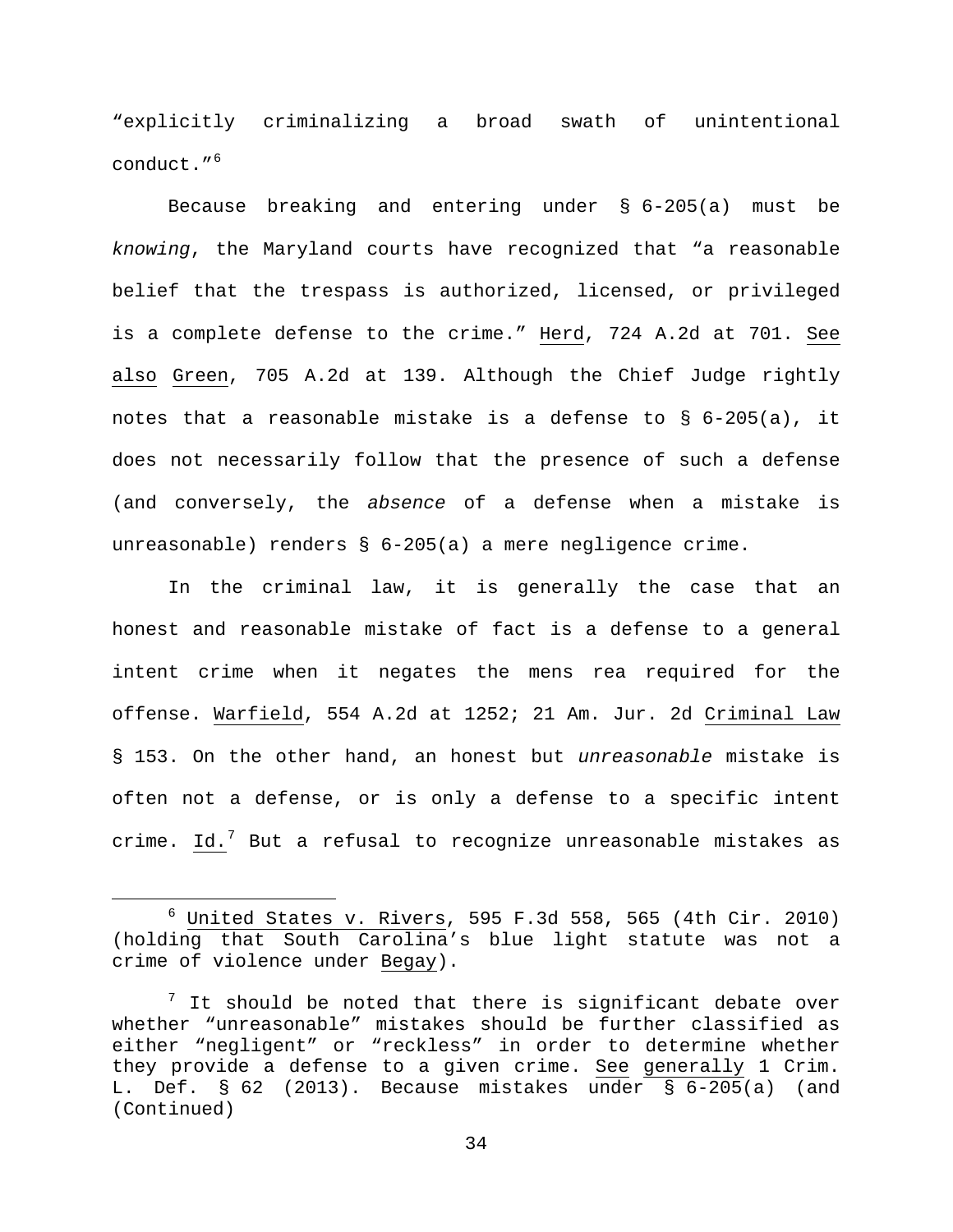"explicitly criminalizing a broad swath of unintentional conduct."[6]

Because breaking and entering under § 6-205(a) must be *knowing*, the Maryland courts have recognized that "a reasonable belief that the trespass is authorized, licensed, or privileged is a complete defense to the crime." Herd, 724 A.2d at 701. See also Green, 705 A.2d at 139. Although the Chief Judge rightly notes that a reasonable mistake is a defense to § 6-205(a), it does not necessarily follow that the presence of such a defense (and conversely, the *absence* of a defense when a mistake is unreasonable) renders § 6-205(a) a mere negligence crime.

In the criminal law, it is generally the case that an honest and reasonable mistake of fact is a defense to a general intent crime when it negates the mens rea required for the offense. Warfield, 554 A.2d at 1252; 21 Am. Jur. 2d Criminal Law § 153. On the other hand, an honest but *unreasonable* mistake is often not a defense, or is only a defense to a specific intent crime. Id.[7] But a refusal to recognize unreasonable mistakes as

---

[6] United States v. Rivers, 595 F.3d 558, 565 (4th Cir. 2010) (holding that South Carolina's blue light statute was not a crime of violence under Begay).

[7] It should be noted that there is significant debate over whether "unreasonable" mistakes should be further classified as either "negligent" or "reckless" in order to determine whether they provide a defense to a given crime. See generally 1 Crim. L. Def. § 62 (2013). Because mistakes under § 6-205(a) (and (Continued)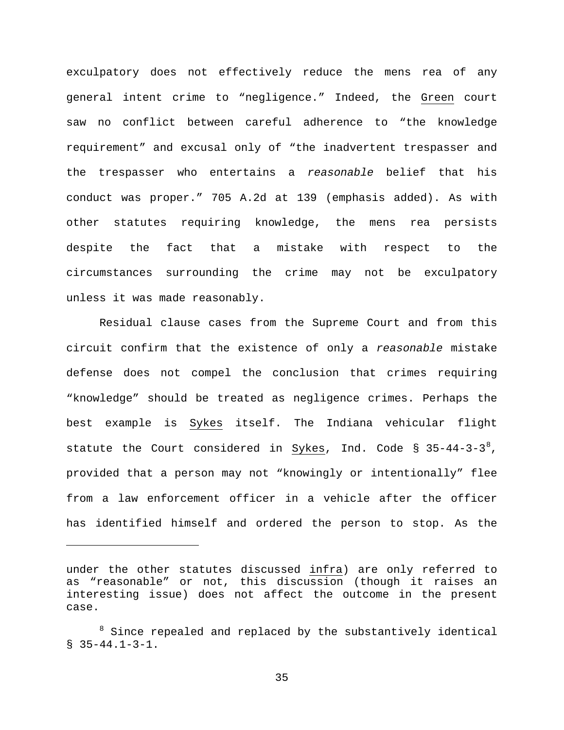exculpatory does not effectively reduce the mens rea of any general intent crime to "negligence." Indeed, the Green court saw no conflict between careful adherence to "the knowledge requirement" and excusal only of "the inadvertent trespasser and the trespasser who entertains a *reasonable* belief that his conduct was proper." 705 A.2d at 139 (emphasis added). As with other statutes requiring knowledge, the mens rea persists despite the fact that a mistake with respect to the circumstances surrounding the crime may not be exculpatory unless it was made reasonably.

Residual clause cases from the Supreme Court and from this circuit confirm that the existence of only a *reasonable* mistake defense does not compel the conclusion that crimes requiring "knowledge" should be treated as negligence crimes. Perhaps the best example is Sykes itself. The Indiana vehicular flight statute the Court considered in Sykes, Ind. Code § 35-44-3-3[8], provided that a person may not "knowingly or intentionally" flee from a law enforcement officer in a vehicle after the officer has identified himself and ordered the person to stop. As the

---

under the other statutes discussed infra) are only referred to as "reasonable" or not, this discussion (though it raises an interesting issue) does not affect the outcome in the present case.

[8] Since repealed and replaced by the substantively identical § 35-44.1-3-1.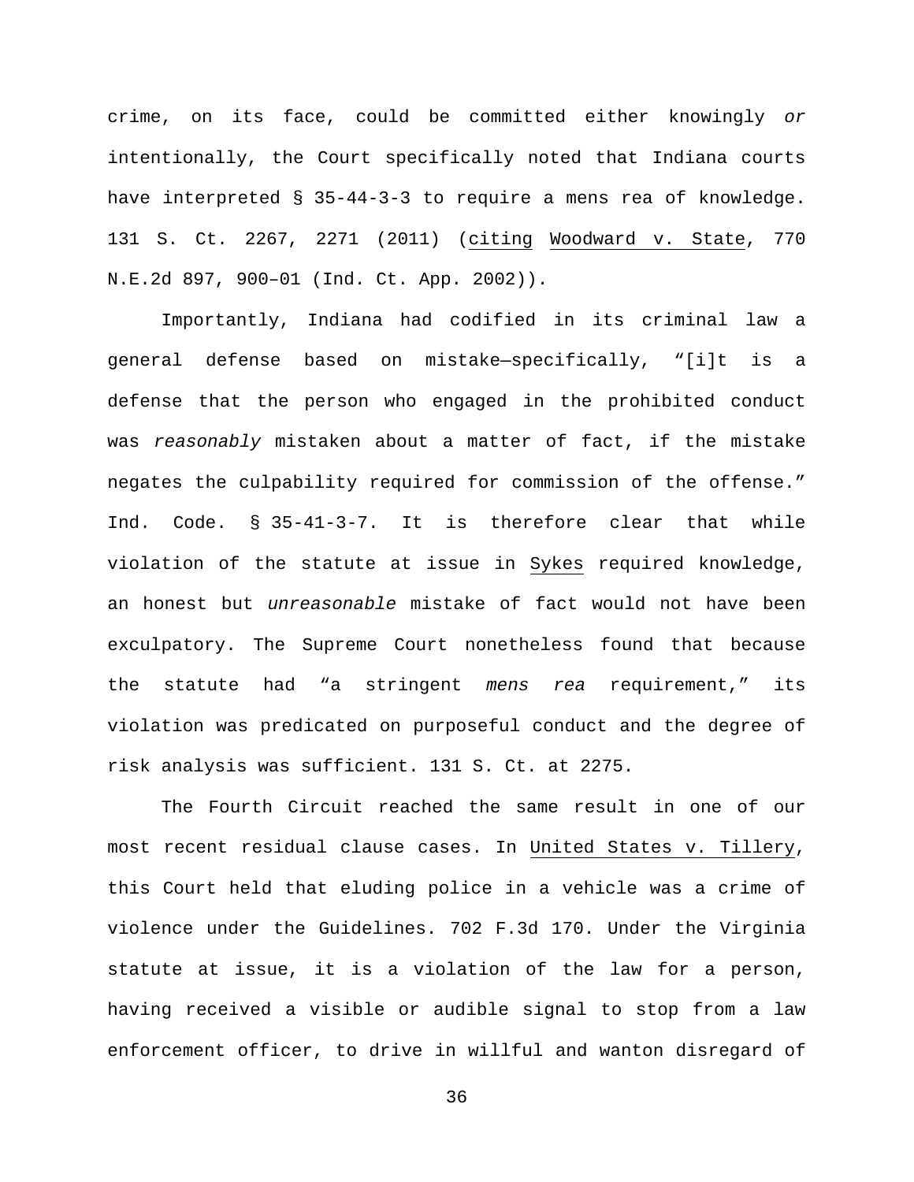crime, on its face, could be committed either knowingly *or* intentionally, the Court specifically noted that Indiana courts have interpreted § 35-44-3-3 to require a mens rea of knowledge. 131 S. Ct. 2267, 2271 (2011) (citing Woodward v. State, 770 N.E.2d 897, 900–01 (Ind. Ct. App. 2002)).

Importantly, Indiana had codified in its criminal law a general defense based on mistake—specifically, "[i]t is a defense that the person who engaged in the prohibited conduct was *reasonably* mistaken about a matter of fact, if the mistake negates the culpability required for commission of the offense." Ind. Code. § 35-41-3-7. It is therefore clear that while violation of the statute at issue in Sykes required knowledge, an honest but *unreasonable* mistake of fact would not have been exculpatory. The Supreme Court nonetheless found that because the statute had "a stringent *mens rea* requirement," its violation was predicated on purposeful conduct and the degree of risk analysis was sufficient. 131 S. Ct. at 2275.

The Fourth Circuit reached the same result in one of our most recent residual clause cases. In United States v. Tillery, this Court held that eluding police in a vehicle was a crime of violence under the Guidelines. 702 F.3d 170. Under the Virginia statute at issue, it is a violation of the law for a person, having received a visible or audible signal to stop from a law enforcement officer, to drive in willful and wanton disregard of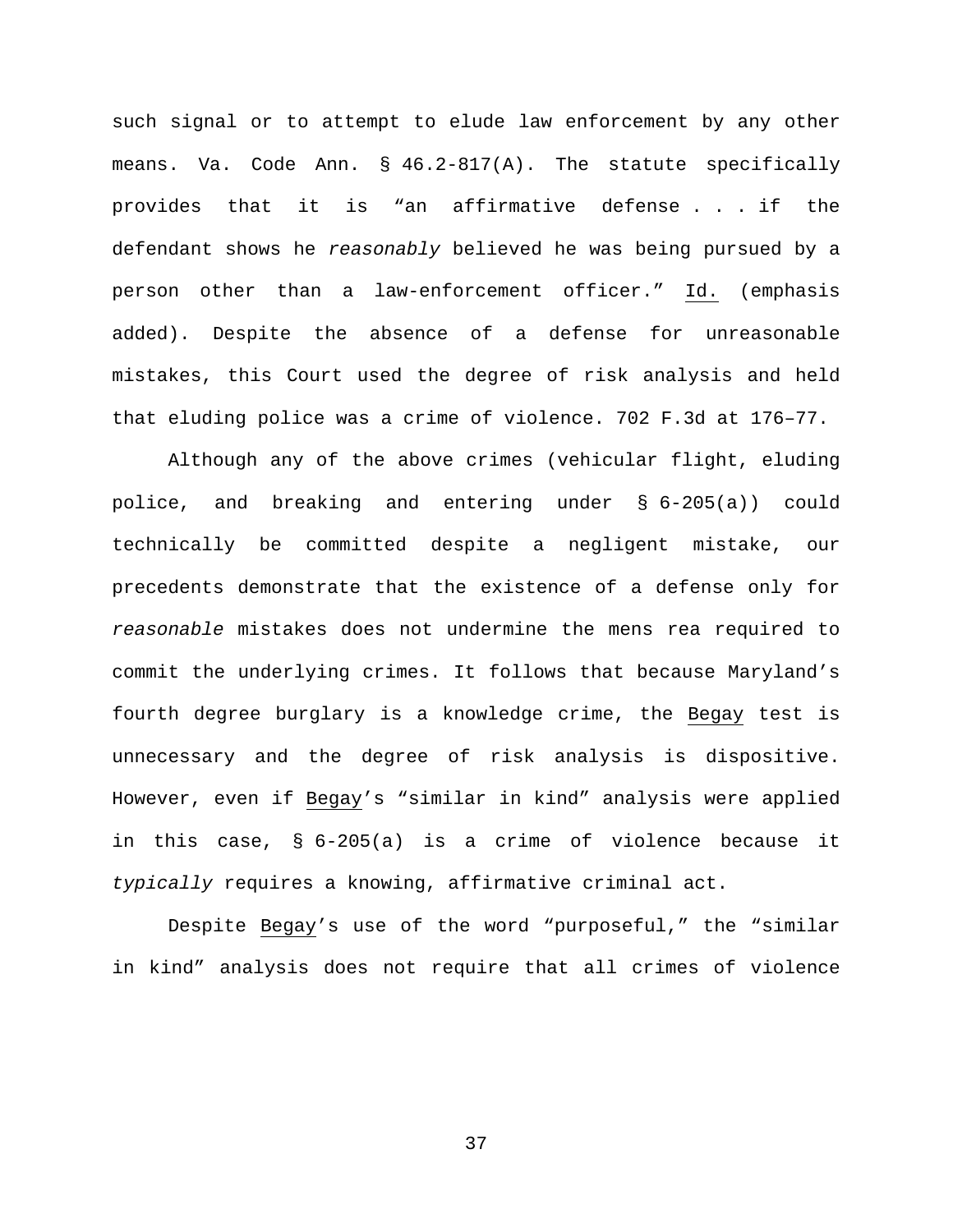such signal or to attempt to elude law enforcement by any other means. Va. Code Ann. § 46.2-817(A). The statute specifically provides that it is "an affirmative defense . . . if the defendant shows he *reasonably* believed he was being pursued by a person other than a law-enforcement officer." Id. (emphasis added). Despite the absence of a defense for unreasonable mistakes, this Court used the degree of risk analysis and held that eluding police was a crime of violence. 702 F.3d at 176–77.

Although any of the above crimes (vehicular flight, eluding police, and breaking and entering under § 6-205(a)) could technically be committed despite a negligent mistake, our precedents demonstrate that the existence of a defense only for *reasonable* mistakes does not undermine the mens rea required to commit the underlying crimes. It follows that because Maryland's fourth degree burglary is a knowledge crime, the Begay test is unnecessary and the degree of risk analysis is dispositive. However, even if Begay's "similar in kind" analysis were applied in this case, § 6-205(a) is a crime of violence because it *typically* requires a knowing, affirmative criminal act.

Despite Begay's use of the word "purposeful," the "similar in kind" analysis does not require that all crimes of violence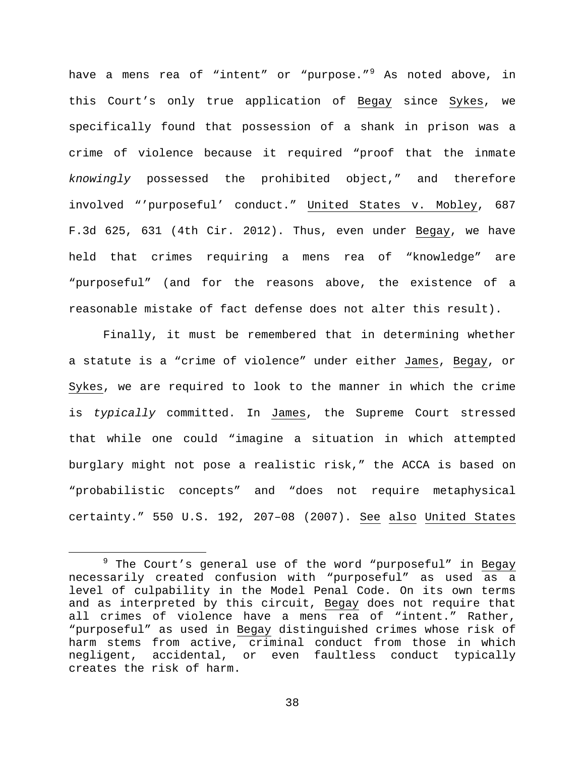have a mens rea of "intent" or "purpose."[9] As noted above, in this Court's only true application of Begay since Sykes, we specifically found that possession of a shank in prison was a crime of violence because it required "proof that the inmate *knowingly* possessed the prohibited object," and therefore involved "'purposeful' conduct." United States v. Mobley, 687 F.3d 625, 631 (4th Cir. 2012). Thus, even under Begay, we have held that crimes requiring a mens rea of "knowledge" are "purposeful" (and for the reasons above, the existence of a reasonable mistake of fact defense does not alter this result).

Finally, it must be remembered that in determining whether a statute is a "crime of violence" under either James, Begay, or Sykes, we are required to look to the manner in which the crime is *typically* committed. In James, the Supreme Court stressed that while one could "imagine a situation in which attempted burglary might not pose a realistic risk," the ACCA is based on "probabilistic concepts" and "does not require metaphysical certainty." 550 U.S. 192, 207–08 (2007). See also United States

[9] The Court's general use of the word "purposeful" in Begay necessarily created confusion with "purposeful" as used as a level of culpability in the Model Penal Code. On its own terms and as interpreted by this circuit, Begay does not require that all crimes of violence have a mens rea of "intent." Rather, "purposeful" as used in Begay distinguished crimes whose risk of harm stems from active, criminal conduct from those in which negligent, accidental, or even faultless conduct typically creates the risk of harm.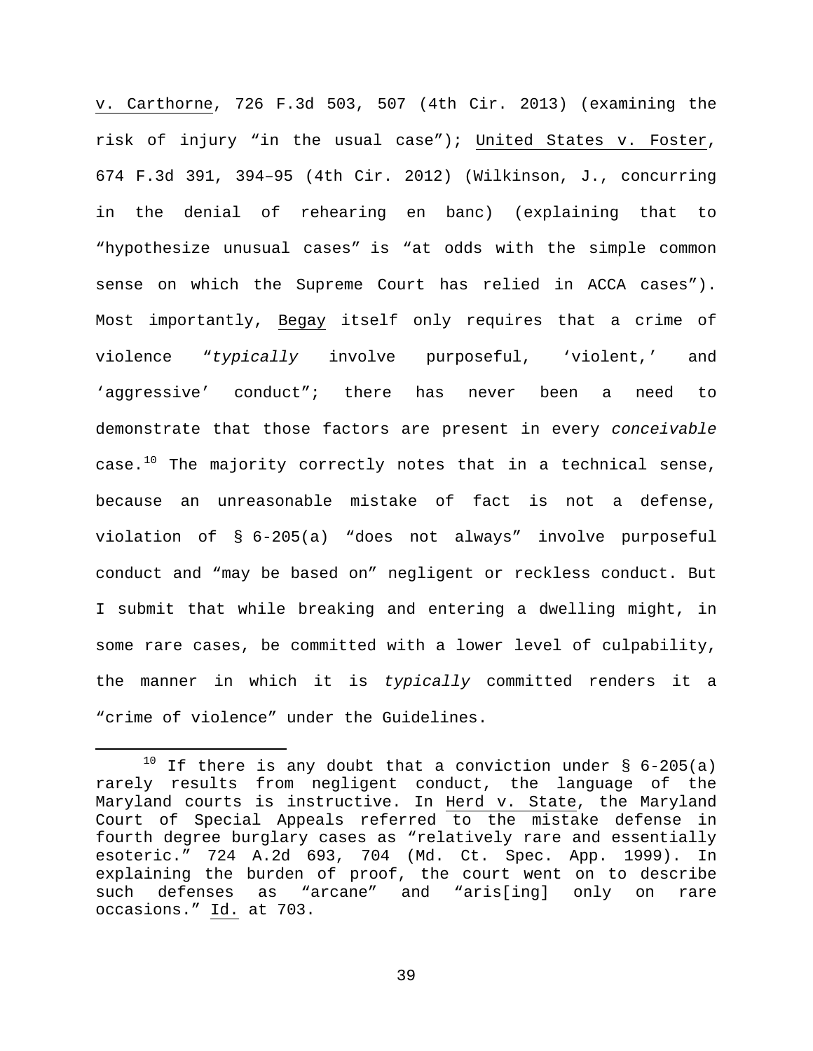v. Carthorne, 726 F.3d 503, 507 (4th Cir. 2013) (examining the risk of injury "in the usual case"); United States v. Foster, 674 F.3d 391, 394–95 (4th Cir. 2012) (Wilkinson, J., concurring in the denial of rehearing en banc) (explaining that to "hypothesize unusual cases" is "at odds with the simple common sense on which the Supreme Court has relied in ACCA cases"). Most importantly, Begay itself only requires that a crime of violence "*typically* involve purposeful, 'violent,' and 'aggressive' conduct"; there has never been a need to demonstrate that those factors are present in every *conceivable* case.[10] The majority correctly notes that in a technical sense, because an unreasonable mistake of fact is not a defense, violation of § 6-205(a) "does not always" involve purposeful conduct and "may be based on" negligent or reckless conduct. But I submit that while breaking and entering a dwelling might, in some rare cases, be committed with a lower level of culpability, the manner in which it is *typically* committed renders it a "crime of violence" under the Guidelines.

[10] If there is any doubt that a conviction under § 6-205(a) rarely results from negligent conduct, the language of the Maryland courts is instructive. In Herd v. State, the Maryland Court of Special Appeals referred to the mistake defense in fourth degree burglary cases as "relatively rare and essentially esoteric." 724 A.2d 693, 704 (Md. Ct. Spec. App. 1999). In explaining the burden of proof, the court went on to describe such defenses as "arcane" and "aris[ing] only on rare occasions." Id. at 703.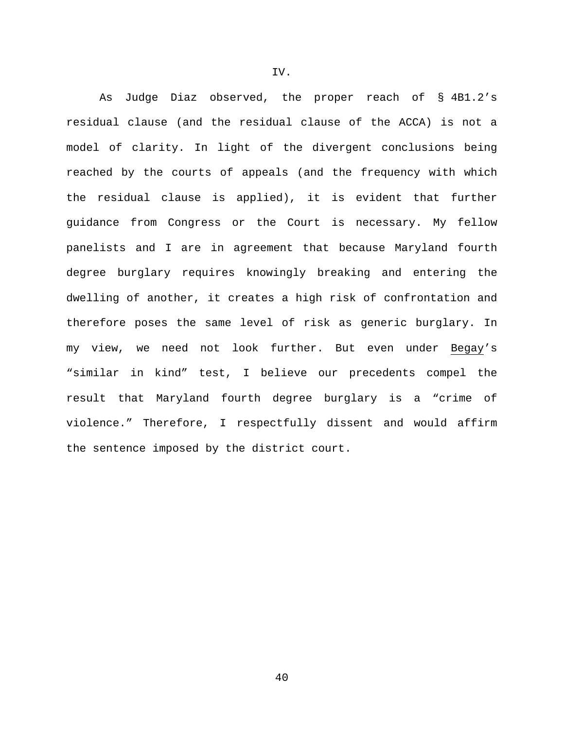IV.

As Judge Diaz observed, the proper reach of § 4B1.2's residual clause (and the residual clause of the ACCA) is not a model of clarity. In light of the divergent conclusions being reached by the courts of appeals (and the frequency with which the residual clause is applied), it is evident that further guidance from Congress or the Court is necessary. My fellow panelists and I are in agreement that because Maryland fourth degree burglary requires knowingly breaking and entering the dwelling of another, it creates a high risk of confrontation and therefore poses the same level of risk as generic burglary. In my view, we need not look further. But even under Begay's "similar in kind" test, I believe our precedents compel the result that Maryland fourth degree burglary is a "crime of violence." Therefore, I respectfully dissent and would affirm the sentence imposed by the district court.